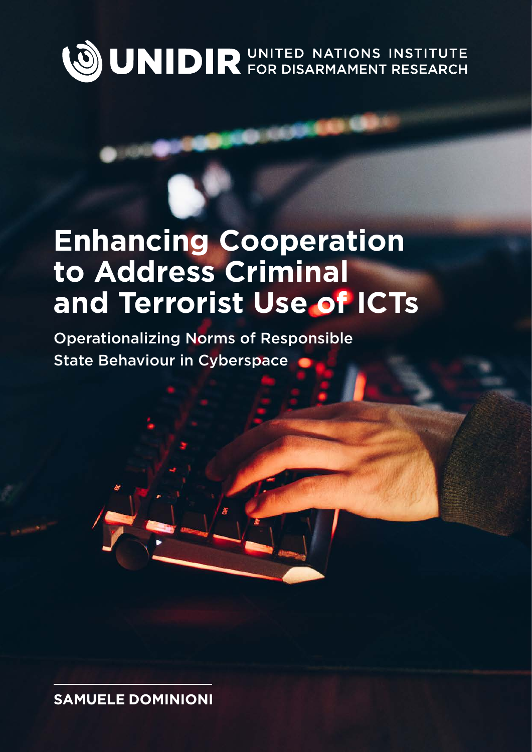UNIDIR UNITED NATIONS INSTITUTE FOR DISARMAMENT RESEARCH

# Enhancing Cooperation to Address Criminal and Terrorist Use of ICTs

## Operationalizing Norms of Responsible State Behaviour in Cyberspace

**SAMUELE DOMINIONI**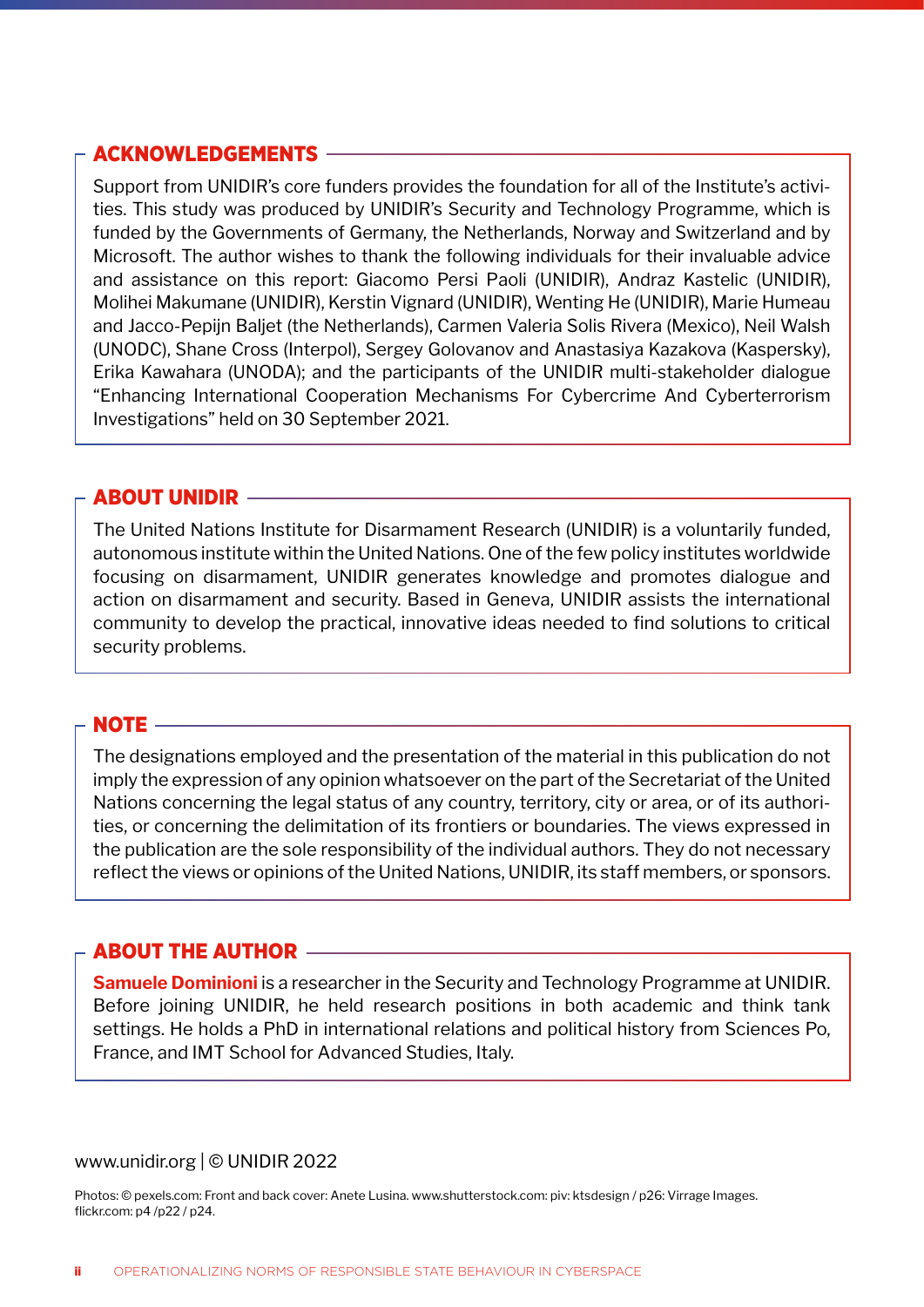## ACKNOWLEDGEMENTS

Support from UNIDIR's core funders provides the foundation for all of the Institute's activities. This study was produced by UNIDIR's Security and Technology Programme, which is funded by the Governments of Germany, the Netherlands, Norway and Switzerland and by Microsoft. The author wishes to thank the following individuals for their invaluable advice and assistance on this report: Giacomo Persi Paoli (UNIDIR), Andraz Kastelic (UNIDIR), Molihei Makumane (UNIDIR), Kerstin Vignard (UNIDIR), Wenting He (UNIDIR), Marie Humeau and Jacco-Pepijn Baljet (the Netherlands), Carmen Valeria Solis Rivera (Mexico), Neil Walsh (UNODC), Shane Cross (Interpol), Sergey Golovanov and Anastasiya Kazakova (Kaspersky), Erika Kawahara (UNODA); and the participants of the UNIDIR multi-stakeholder dialogue "Enhancing International Cooperation Mechanisms For Cybercrime And Cyberterrorism Investigations" held on 30 September 2021.

## ABOUT UNIDIR

The United Nations Institute for Disarmament Research (UNIDIR) is a voluntarily funded, autonomous institute within the United Nations. One of the few policy institutes worldwide focusing on disarmament, UNIDIR generates knowledge and promotes dialogue and action on disarmament and security. Based in Geneva, UNIDIR assists the international community to develop the practical, innovative ideas needed to find solutions to critical security problems.

## NOTE

The designations employed and the presentation of the material in this publication do not imply the expression of any opinion whatsoever on the part of the Secretariat of the United Nations concerning the legal status of any country, territory, city or area, or of its authorities, or concerning the delimitation of its frontiers or boundaries. The views expressed in the publication are the sole responsibility of the individual authors. They do not necessary reflect the views or opinions of the United Nations, UNIDIR, its staff members, or sponsors.

## ABOUT THE AUTHOR

**Samuele Dominioni** is a researcher in the Security and Technology Programme at UNIDIR. Before joining UNIDIR, he held research positions in both academic and think tank settings. He holds a PhD in international relations and political history from Sciences Po, France, and IMT School for Advanced Studies, Italy.

www.unidir.org | © UNIDIR 2022

Photos: © pexels.com: Front and back cover: Anete Lusina. www.shutterstock.com: piv: ktsdesign / p26: Virrage Images. flickr.com: p4 /p22 / p24.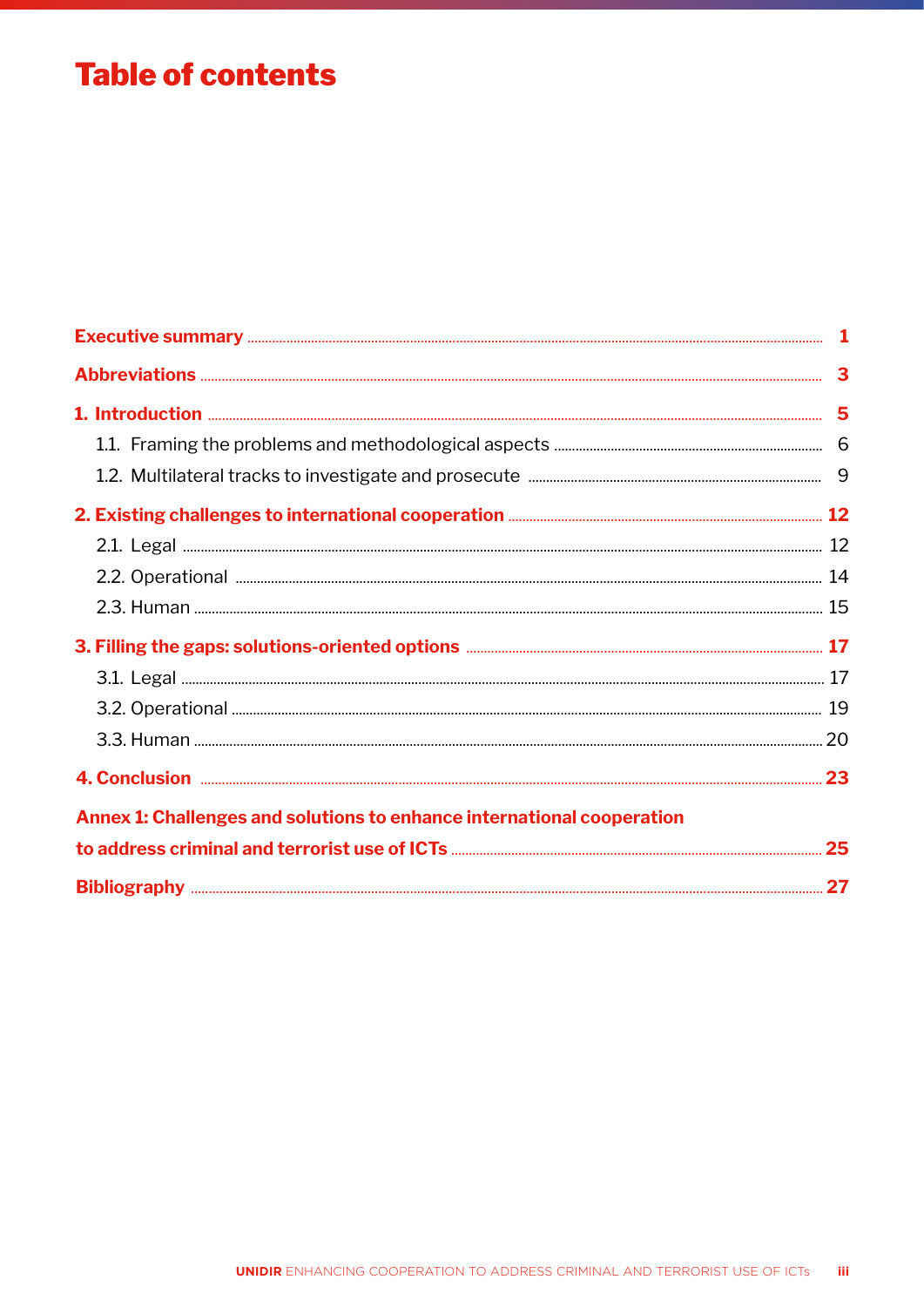# Table of contents

**Executive summary** ..... **1**

**Abbreviations** ..... **3**

**1. Introduction** ..... **5**

- 1.1. Framing the problems and methodological aspects ..... 6
- 1.2. Multilateral tracks to investigate and prosecute ..... 9

**2. Existing challenges to international cooperation** ..... **12**

- 2.1. Legal ..... 12
- 2.2. Operational ..... 14
- 2.3. Human ..... 15

**3. Filling the gaps: solutions-oriented options** ..... **17**

- 3.1. Legal ..... 17
- 3.2. Operational ..... 19
- 3.3. Human ..... 20

**4. Conclusion** ..... **23**

**Annex 1: Challenges and solutions to enhance international cooperation to address criminal and terrorist use of ICTs** ..... **25**

**Bibliography** ..... **27**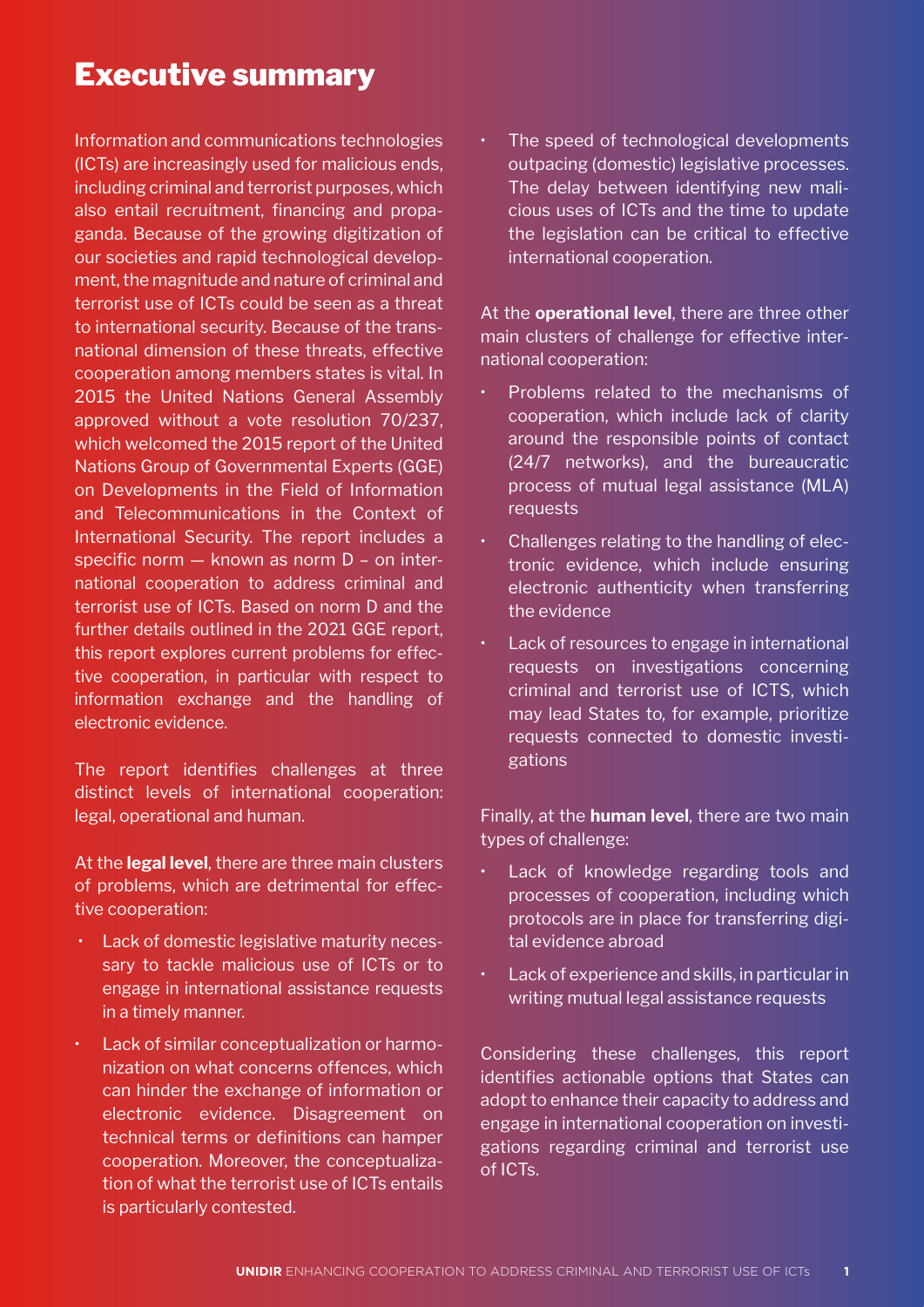# Executive summary

Information and communications technologies (ICTs) are increasingly used for malicious ends, including criminal and terrorist purposes, which also entail recruitment, financing and propaganda. Because of the growing digitization of our societies and rapid technological development, the magnitude and nature of criminal and terrorist use of ICTs could be seen as a threat to international security. Because of the transnational dimension of these threats, effective cooperation among members states is vital. In 2015 the United Nations General Assembly approved without a vote resolution 70/237, which welcomed the 2015 report of the United Nations Group of Governmental Experts (GGE) on Developments in the Field of Information and Telecommunications in the Context of International Security. The report includes a specific norm — known as norm D – on international cooperation to address criminal and terrorist use of ICTs. Based on norm D and the further details outlined in the 2021 GGE report, this report explores current problems for effective cooperation, in particular with respect to information exchange and the handling of electronic evidence.

The report identifies challenges at three distinct levels of international cooperation: legal, operational and human.

At the **legal level**, there are three main clusters of problems, which are detrimental for effective cooperation:

- Lack of domestic legislative maturity necessary to tackle malicious use of ICTs or to engage in international assistance requests in a timely manner.
- Lack of similar conceptualization or harmonization on what concerns offences, which can hinder the exchange of information or electronic evidence. Disagreement on technical terms or definitions can hamper cooperation. Moreover, the conceptualization of what the terrorist use of ICTs entails is particularly contested.
- The speed of technological developments outpacing (domestic) legislative processes. The delay between identifying new malicious uses of ICTs and the time to update the legislation can be critical to effective international cooperation.

At the **operational level**, there are three other main clusters of challenge for effective international cooperation:

- Problems related to the mechanisms of cooperation, which include lack of clarity around the responsible points of contact (24/7 networks), and the bureaucratic process of mutual legal assistance (MLA) requests
- Challenges relating to the handling of electronic evidence, which include ensuring electronic authenticity when transferring the evidence
- Lack of resources to engage in international requests on investigations concerning criminal and terrorist use of ICTS, which may lead States to, for example, prioritize requests connected to domestic investigations

Finally, at the **human level**, there are two main types of challenge:

- Lack of knowledge regarding tools and processes of cooperation, including which protocols are in place for transferring digital evidence abroad
- Lack of experience and skills, in particular in writing mutual legal assistance requests

Considering these challenges, this report identifies actionable options that States can adopt to enhance their capacity to address and engage in international cooperation on investigations regarding criminal and terrorist use of ICTs.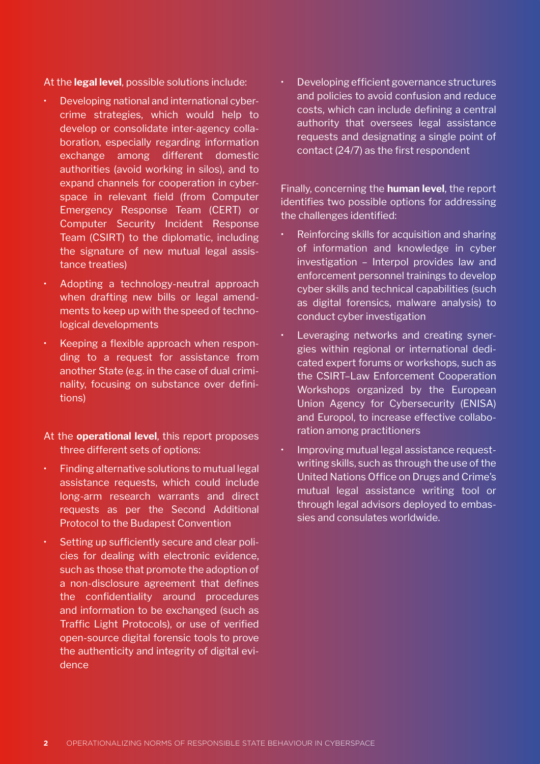At the **legal level**, possible solutions include:

- Developing national and international cybercrime strategies, which would help to develop or consolidate inter-agency collaboration, especially regarding information exchange among different domestic authorities (avoid working in silos), and to expand channels for cooperation in cyberspace in relevant field (from Computer Emergency Response Team (CERT) or Computer Security Incident Response Team (CSIRT) to the diplomatic, including the signature of new mutual legal assistance treaties)
- Adopting a technology-neutral approach when drafting new bills or legal amendments to keep up with the speed of technological developments
- Keeping a flexible approach when responding to a request for assistance from another State (e.g. in the case of dual criminality, focusing on substance over definitions)

At the **operational level**, this report proposes three different sets of options:

- Finding alternative solutions to mutual legal assistance requests, which could include long-arm research warrants and direct requests as per the Second Additional Protocol to the Budapest Convention
- Setting up sufficiently secure and clear policies for dealing with electronic evidence, such as those that promote the adoption of a non-disclosure agreement that defines the confidentiality around procedures and information to be exchanged (such as Traffic Light Protocols), or use of verified open-source digital forensic tools to prove the authenticity and integrity of digital evidence
- Developing efficient governance structures and policies to avoid confusion and reduce costs, which can include defining a central authority that oversees legal assistance requests and designating a single point of contact (24/7) as the first respondent

Finally, concerning the **human level**, the report identifies two possible options for addressing the challenges identified:

- Reinforcing skills for acquisition and sharing of information and knowledge in cyber investigation – Interpol provides law and enforcement personnel trainings to develop cyber skills and technical capabilities (such as digital forensics, malware analysis) to conduct cyber investigation
- Leveraging networks and creating synergies within regional or international dedicated expert forums or workshops, such as the CSIRT–Law Enforcement Cooperation Workshops organized by the European Union Agency for Cybersecurity (ENISA) and Europol, to increase effective collaboration among practitioners
- Improving mutual legal assistance request-writing skills, such as through the use of the United Nations Office on Drugs and Crime's mutual legal assistance writing tool or through legal advisors deployed to embassies and consulates worldwide.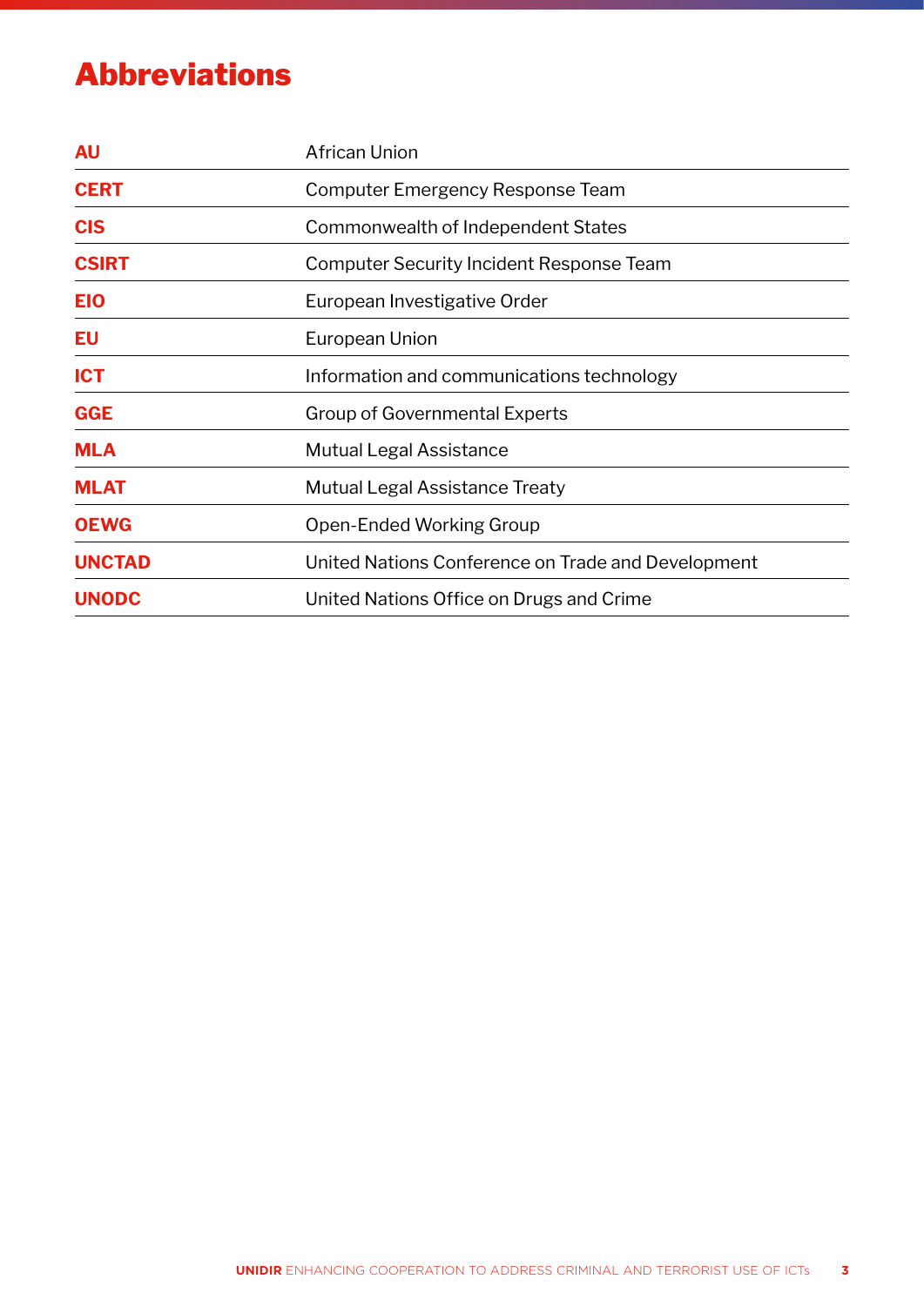# Abbreviations

| | |
|---|---|
| **AU** | African Union |
| **CERT** | Computer Emergency Response Team |
| **CIS** | Commonwealth of Independent States |
| **CSIRT** | Computer Security Incident Response Team |
| **EIO** | European Investigative Order |
| **EU** | European Union |
| **ICT** | Information and communications technology |
| **GGE** | Group of Governmental Experts |
| **MLA** | Mutual Legal Assistance |
| **MLAT** | Mutual Legal Assistance Treaty |
| **OEWG** | Open-Ended Working Group |
| **UNCTAD** | United Nations Conference on Trade and Development |
| **UNODC** | United Nations Office on Drugs and Crime |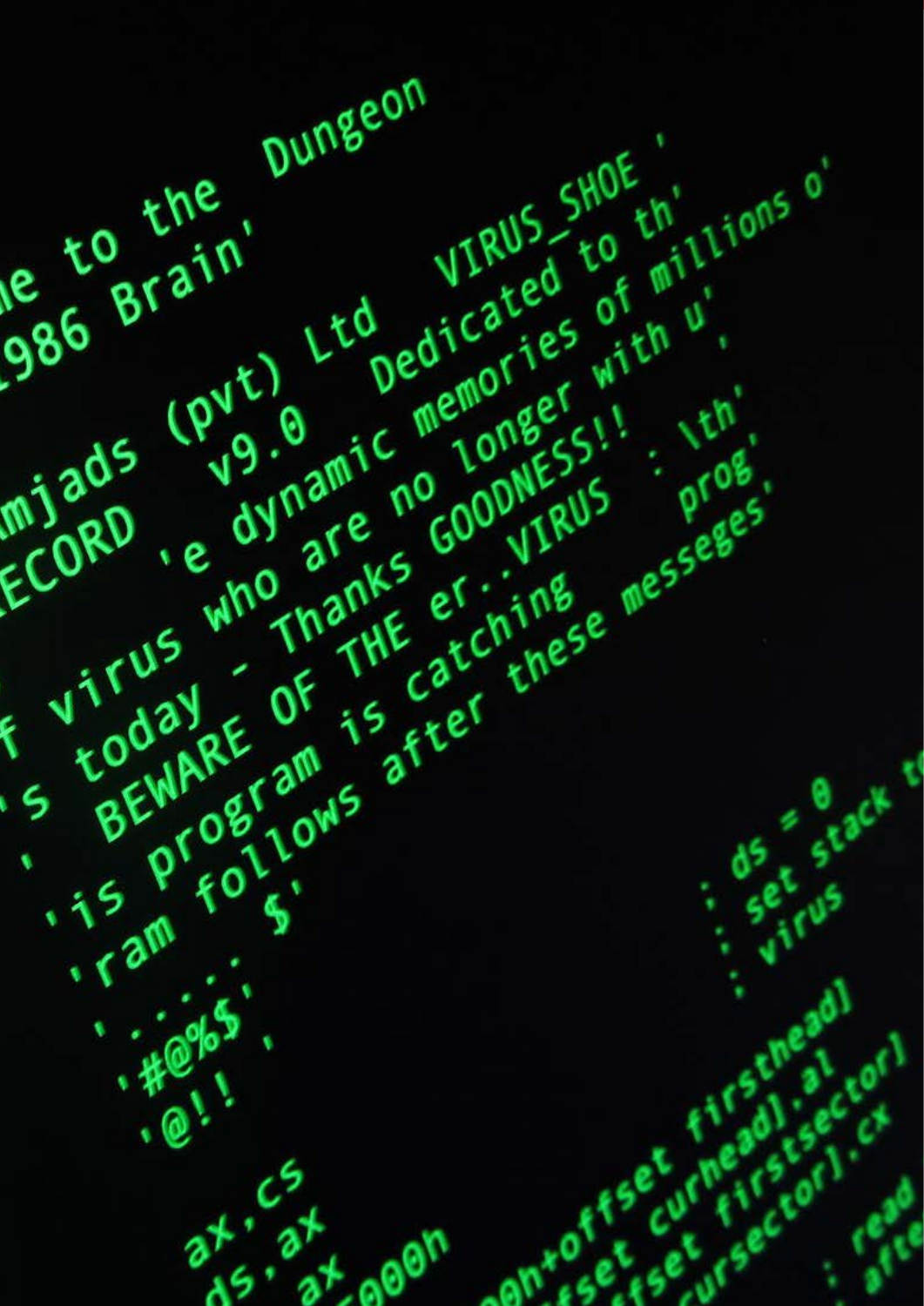```
me to the  Dungeon
1986 Brain'

mjads (pvt) Ltd    VIRUS_SHOE '
ECORD    v9.0    Dedicated to th'
   'e dynamic memories of millions o'
f virus who are no longer with u'
's today - Thanks GOODNESS!!     '
'  BEWARE OF THE er..VIRUS  : \th'
'is program is catching      prog'
'ram follows after these messeges'
     $'
'.....
'#@%$'
'@!!'

ax,cs                          ; ds = 0
ds,ax                          ; set stack t
ax                             ; virus
000h

0h+offset firsthead]
fset curhead],al
ffset firstsector]
cursector],cx
                               ; read
                               ; afte
```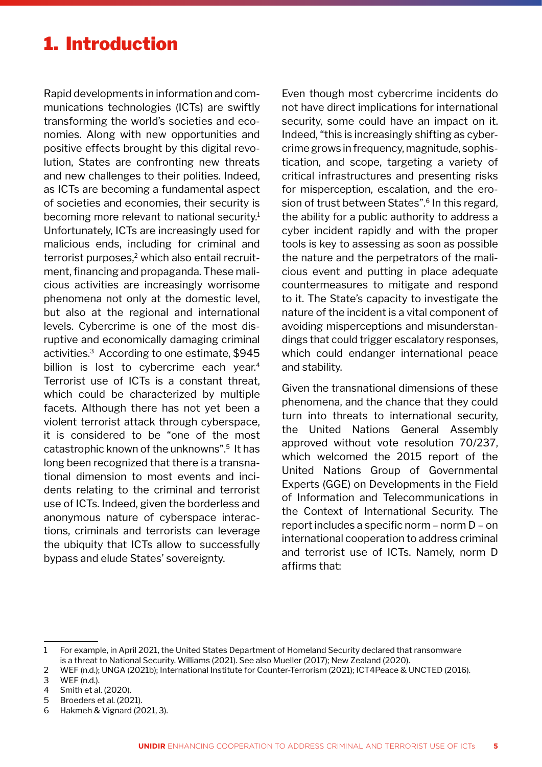# 1. Introduction

Rapid developments in information and communications technologies (ICTs) are swiftly transforming the world's societies and economies. Along with new opportunities and positive effects brought by this digital revolution, States are confronting new threats and new challenges to their polities. Indeed, as ICTs are becoming a fundamental aspect of societies and economies, their security is becoming more relevant to national security.[1] Unfortunately, ICTs are increasingly used for malicious ends, including for criminal and terrorist purposes,[2] which also entail recruitment, financing and propaganda. These malicious activities are increasingly worrisome phenomena not only at the domestic level, but also at the regional and international levels. Cybercrime is one of the most disruptive and economically damaging criminal activities.[3] According to one estimate, $945 billion is lost to cybercrime each year.[4] Terrorist use of ICTs is a constant threat, which could be characterized by multiple facets. Although there has not yet been a violent terrorist attack through cyberspace, it is considered to be "one of the most catastrophic known of the unknowns".[5] It has long been recognized that there is a transnational dimension to most events and incidents relating to the criminal and terrorist use of ICTs. Indeed, given the borderless and anonymous nature of cyberspace interactions, criminals and terrorists can leverage the ubiquity that ICTs allow to successfully bypass and elude States' sovereignty.

Even though most cybercrime incidents do not have direct implications for international security, some could have an impact on it. Indeed, "this is increasingly shifting as cybercrime grows in frequency, magnitude, sophistication, and scope, targeting a variety of critical infrastructures and presenting risks for misperception, escalation, and the erosion of trust between States".[6] In this regard, the ability for a public authority to address a cyber incident rapidly and with the proper tools is key to assessing as soon as possible the nature and the perpetrators of the malicious event and putting in place adequate countermeasures to mitigate and respond to it. The State's capacity to investigate the nature of the incident is a vital component of avoiding misperceptions and misunderstandings that could trigger escalatory responses, which could endanger international peace and stability.

Given the transnational dimensions of these phenomena, and the chance that they could turn into threats to international security, the United Nations General Assembly approved without vote resolution 70/237, which welcomed the 2015 report of the United Nations Group of Governmental Experts (GGE) on Developments in the Field of Information and Telecommunications in the Context of International Security. The report includes a specific norm – norm D – on international cooperation to address criminal and terrorist use of ICTs. Namely, norm D affirms that:

---

1 For example, in April 2021, the United States Department of Homeland Security declared that ransomware is a threat to National Security. Williams (2021). See also Mueller (2017); New Zealand (2020).

2 WEF (n.d.); UNGA (2021b); International Institute for Counter-Terrorism (2021); ICT4Peace & UNCTED (2016).

3 WEF (n.d.).

4 Smith et al. (2020).

5 Broeders et al. (2021).

6 Hakmeh & Vignard (2021, 3).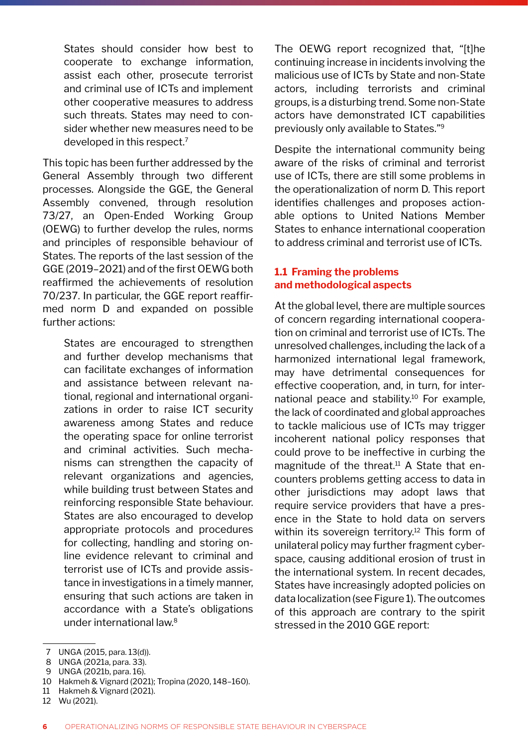> States should consider how best to cooperate to exchange information, assist each other, prosecute terrorist and criminal use of ICTs and implement other cooperative measures to address such threats. States may need to consider whether new measures need to be developed in this respect.[7]

This topic has been further addressed by the General Assembly through two different processes. Alongside the GGE, the General Assembly convened, through resolution 73/27, an Open-Ended Working Group (OEWG) to further develop the rules, norms and principles of responsible behaviour of States. The reports of the last session of the GGE (2019–2021) and of the first OEWG both reaffirmed the achievements of resolution 70/237. In particular, the GGE report reaffirmed norm D and expanded on possible further actions:

> States are encouraged to strengthen and further develop mechanisms that can facilitate exchanges of information and assistance between relevant national, regional and international organizations in order to raise ICT security awareness among States and reduce the operating space for online terrorist and criminal activities. Such mechanisms can strengthen the capacity of relevant organizations and agencies, while building trust between States and reinforcing responsible State behaviour. States are also encouraged to develop appropriate protocols and procedures for collecting, handling and storing online evidence relevant to criminal and terrorist use of ICTs and provide assistance in investigations in a timely manner, ensuring that such actions are taken in accordance with a State's obligations under international law.[8]

The OEWG report recognized that, "[t]he continuing increase in incidents involving the malicious use of ICTs by State and non-State actors, including terrorists and criminal groups, is a disturbing trend. Some non-State actors have demonstrated ICT capabilities previously only available to States."[9]

Despite the international community being aware of the risks of criminal and terrorist use of ICTs, there are still some problems in the operationalization of norm D. This report identifies challenges and proposes actionable options to United Nations Member States to enhance international cooperation to address criminal and terrorist use of ICTs.

## 1.1 Framing the problems and methodological aspects

At the global level, there are multiple sources of concern regarding international cooperation on criminal and terrorist use of ICTs. The unresolved challenges, including the lack of a harmonized international legal framework, may have detrimental consequences for effective cooperation, and, in turn, for international peace and stability.[10] For example, the lack of coordinated and global approaches to tackle malicious use of ICTs may trigger incoherent national policy responses that could prove to be ineffective in curbing the magnitude of the threat.[11] A State that encounters problems getting access to data in other jurisdictions may adopt laws that require service providers that have a presence in the State to hold data on servers within its sovereign territory.[12] This form of unilateral policy may further fragment cyberspace, causing additional erosion of trust in the international system. In recent decades, States have increasingly adopted policies on data localization (see Figure 1). The outcomes of this approach are contrary to the spirit stressed in the 2010 GGE report:

---

7 UNGA (2015, para. 13(d)).
8 UNGA (2021a, para. 33).
9 UNGA (2021b, para. 16).
10 Hakmeh & Vignard (2021); Tropina (2020, 148–160).
11 Hakmeh & Vignard (2021).
12 Wu (2021).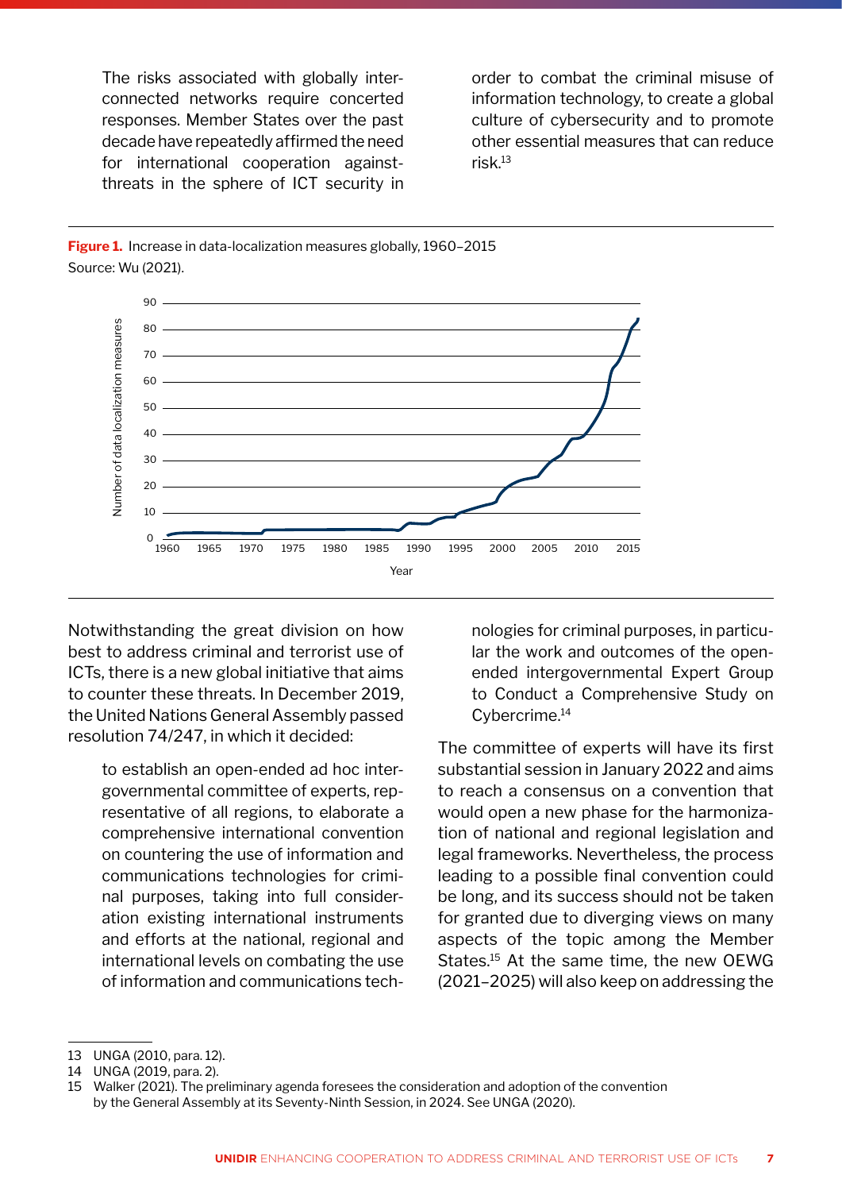The risks associated with globally interconnected networks require concerted responses. Member States over the past decade have repeatedly affirmed the need for international cooperation against threats in the sphere of ICT security in order to combat the criminal misuse of information technology, to create a global culture of cybersecurity and to promote other essential measures that can reduce risk.[13]

**Figure 1.** Increase in data-localization measures globally, 1960–2015
Source: Wu (2021).

Notwithstanding the great division on how best to address criminal and terrorist use of ICTs, there is a new global initiative that aims to counter these threats. In December 2019, the United Nations General Assembly passed resolution 74/247, in which it decided:

> to establish an open-ended ad hoc intergovernmental committee of experts, representative of all regions, to elaborate a comprehensive international convention on countering the use of information and communications technologies for criminal purposes, taking into full consideration existing international instruments and efforts at the national, regional and international levels on combating the use of information and communications technologies for criminal purposes, in particular the work and outcomes of the open-ended intergovernmental Expert Group to Conduct a Comprehensive Study on Cybercrime.[14]

The committee of experts will have its first substantial session in January 2022 and aims to reach a consensus on a convention that would open a new phase for the harmonization of national and regional legislation and legal frameworks. Nevertheless, the process leading to a possible final convention could be long, and its success should not be taken for granted due to diverging views on many aspects of the topic among the Member States.[15] At the same time, the new OEWG (2021–2025) will also keep on addressing the

13 UNGA (2010, para. 12).
14 UNGA (2019, para. 2).
15 Walker (2021). The preliminary agenda foresees the consideration and adoption of the convention by the General Assembly at its Seventy-Ninth Session, in 2024. See UNGA (2020).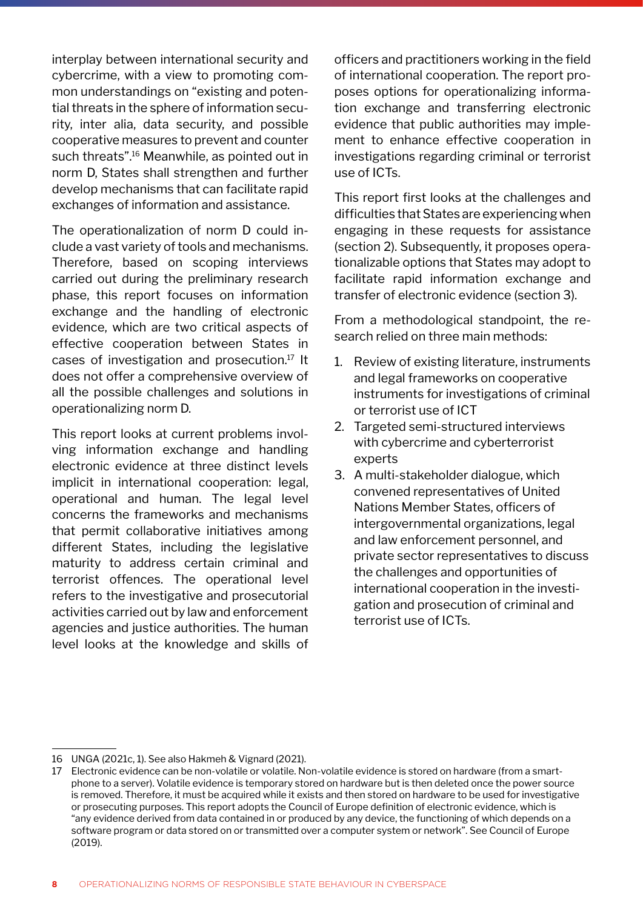interplay between international security and cybercrime, with a view to promoting common understandings on "existing and potential threats in the sphere of information security, inter alia, data security, and possible cooperative measures to prevent and counter such threats".[16] Meanwhile, as pointed out in norm D, States shall strengthen and further develop mechanisms that can facilitate rapid exchanges of information and assistance.

The operationalization of norm D could include a vast variety of tools and mechanisms. Therefore, based on scoping interviews carried out during the preliminary research phase, this report focuses on information exchange and the handling of electronic evidence, which are two critical aspects of effective cooperation between States in cases of investigation and prosecution.[17] It does not offer a comprehensive overview of all the possible challenges and solutions in operationalizing norm D.

This report looks at current problems involving information exchange and handling electronic evidence at three distinct levels implicit in international cooperation: legal, operational and human. The legal level concerns the frameworks and mechanisms that permit collaborative initiatives among different States, including the legislative maturity to address certain criminal and terrorist offences. The operational level refers to the investigative and prosecutorial activities carried out by law and enforcement agencies and justice authorities. The human level looks at the knowledge and skills of officers and practitioners working in the field of international cooperation. The report proposes options for operationalizing information exchange and transferring electronic evidence that public authorities may implement to enhance effective cooperation in investigations regarding criminal or terrorist use of ICTs.

This report first looks at the challenges and difficulties that States are experiencing when engaging in these requests for assistance (section 2). Subsequently, it proposes operationalizable options that States may adopt to facilitate rapid information exchange and transfer of electronic evidence (section 3).

From a methodological standpoint, the research relied on three main methods:

1. Review of existing literature, instruments and legal frameworks on cooperative instruments for investigations of criminal or terrorist use of ICT
2. Targeted semi-structured interviews with cybercrime and cyberterrorist experts
3. A multi-stakeholder dialogue, which convened representatives of United Nations Member States, officers of intergovernmental organizations, legal and law enforcement personnel, and private sector representatives to discuss the challenges and opportunities of international cooperation in the investigation and prosecution of criminal and terrorist use of ICTs.

---

16 UNGA (2021c, 1). See also Hakmeh & Vignard (2021).

17 Electronic evidence can be non-volatile or volatile. Non-volatile evidence is stored on hardware (from a smartphone to a server). Volatile evidence is temporary stored on hardware but is then deleted once the power source is removed. Therefore, it must be acquired while it exists and then stored on hardware to be used for investigative or prosecuting purposes. This report adopts the Council of Europe definition of electronic evidence, which is "any evidence derived from data contained in or produced by any device, the functioning of which depends on a software program or data stored on or transmitted over a computer system or network". See Council of Europe (2019).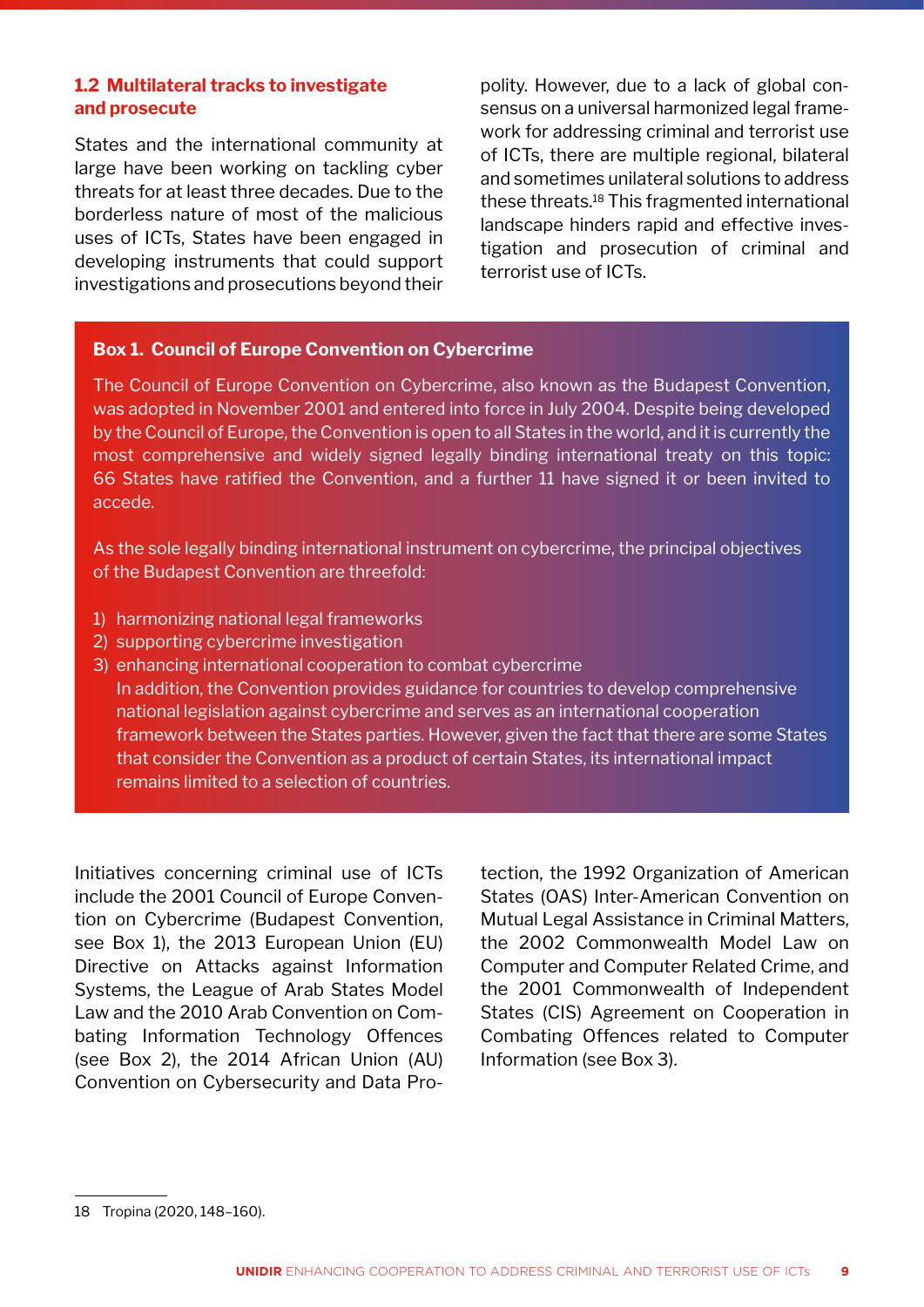### 1.2 Multilateral tracks to investigate and prosecute

States and the international community at large have been working on tackling cyber threats for at least three decades. Due to the borderless nature of most of the malicious uses of ICTs, States have been engaged in developing instruments that could support investigations and prosecutions beyond their polity. However, due to a lack of global consensus on a universal harmonized legal framework for addressing criminal and terrorist use of ICTs, there are multiple regional, bilateral and sometimes unilateral solutions to address these threats.[18] This fragmented international landscape hinders rapid and effective investigation and prosecution of criminal and terrorist use of ICTs.

**Box 1. Council of Europe Convention on Cybercrime**

The Council of Europe Convention on Cybercrime, also known as the Budapest Convention, was adopted in November 2001 and entered into force in July 2004. Despite being developed by the Council of Europe, the Convention is open to all States in the world, and it is currently the most comprehensive and widely signed legally binding international treaty on this topic: 66 States have ratified the Convention, and a further 11 have signed it or been invited to accede.

As the sole legally binding international instrument on cybercrime, the principal objectives of the Budapest Convention are threefold:

1) harmonizing national legal frameworks
2) supporting cybercrime investigation
3) enhancing international cooperation to combat cybercrime
   In addition, the Convention provides guidance for countries to develop comprehensive national legislation against cybercrime and serves as an international cooperation framework between the States parties. However, given the fact that there are some States that consider the Convention as a product of certain States, its international impact remains limited to a selection of countries.

Initiatives concerning criminal use of ICTs include the 2001 Council of Europe Convention on Cybercrime (Budapest Convention, see Box 1), the 2013 European Union (EU) Directive on Attacks against Information Systems, the League of Arab States Model Law and the 2010 Arab Convention on Combating Information Technology Offences (see Box 2), the 2014 African Union (AU) Convention on Cybersecurity and Data Protection, the 1992 Organization of American States (OAS) Inter-American Convention on Mutual Legal Assistance in Criminal Matters, the 2002 Commonwealth Model Law on Computer and Computer Related Crime, and the 2001 Commonwealth of Independent States (CIS) Agreement on Cooperation in Combating Offences related to Computer Information (see Box 3).

---

18 Tropina (2020, 148–160).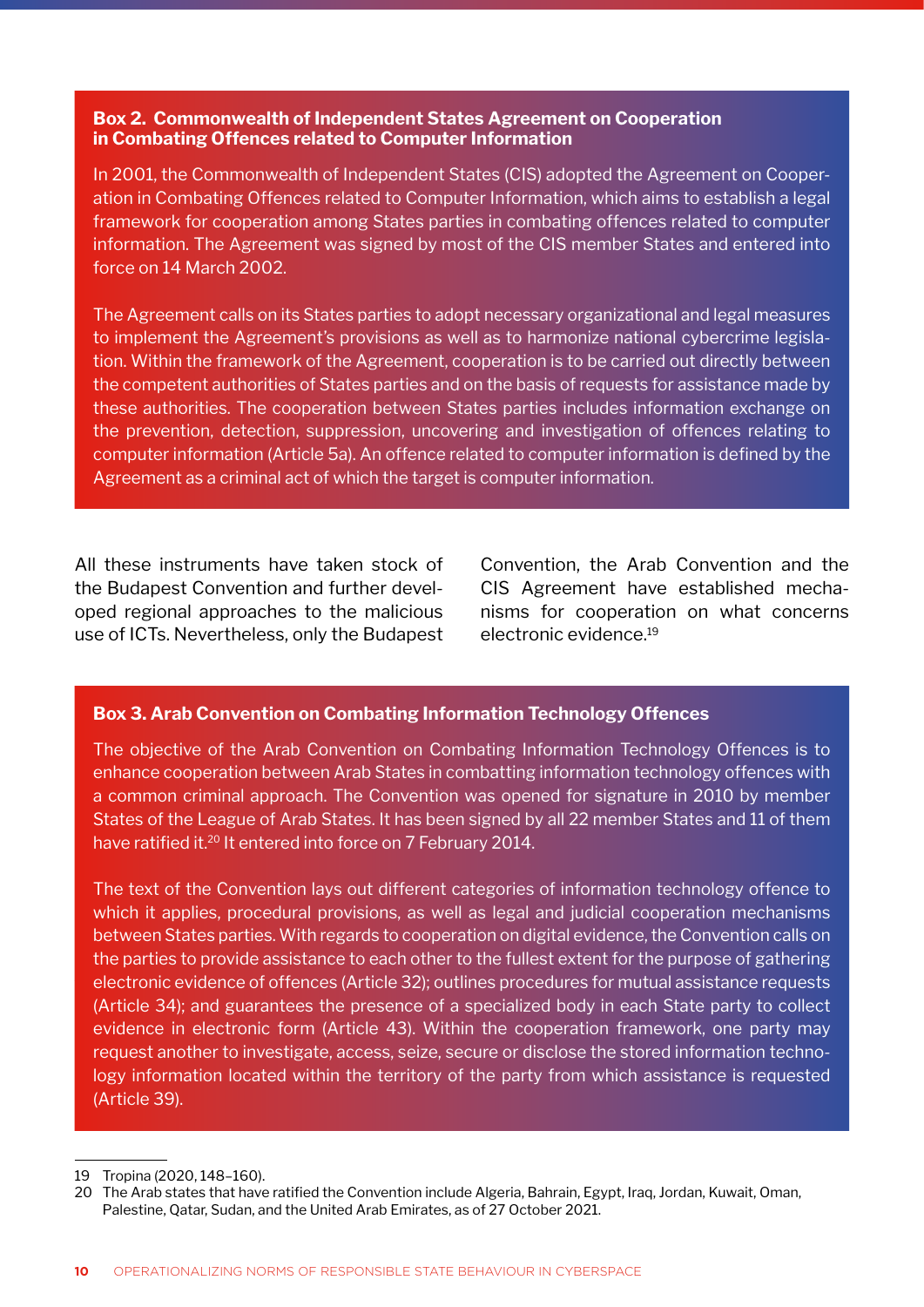**Box 2. Commonwealth of Independent States Agreement on Cooperation in Combating Offences related to Computer Information**

In 2001, the Commonwealth of Independent States (CIS) adopted the Agreement on Cooperation in Combating Offences related to Computer Information, which aims to establish a legal framework for cooperation among States parties in combating offences related to computer information. The Agreement was signed by most of the CIS member States and entered into force on 14 March 2002.

The Agreement calls on its States parties to adopt necessary organizational and legal measures to implement the Agreement's provisions as well as to harmonize national cybercrime legislation. Within the framework of the Agreement, cooperation is to be carried out directly between the competent authorities of States parties and on the basis of requests for assistance made by these authorities. The cooperation between States parties includes information exchange on the prevention, detection, suppression, uncovering and investigation of offences relating to computer information (Article 5a). An offence related to computer information is defined by the Agreement as a criminal act of which the target is computer information.

All these instruments have taken stock of the Budapest Convention and further developed regional approaches to the malicious use of ICTs. Nevertheless, only the Budapest Convention, the Arab Convention and the CIS Agreement have established mechanisms for cooperation on what concerns electronic evidence.[19]

**Box 3. Arab Convention on Combating Information Technology Offences**

The objective of the Arab Convention on Combating Information Technology Offences is to enhance cooperation between Arab States in combatting information technology offences with a common criminal approach. The Convention was opened for signature in 2010 by member States of the League of Arab States. It has been signed by all 22 member States and 11 of them have ratified it.[20] It entered into force on 7 February 2014.

The text of the Convention lays out different categories of information technology offence to which it applies, procedural provisions, as well as legal and judicial cooperation mechanisms between States parties. With regards to cooperation on digital evidence, the Convention calls on the parties to provide assistance to each other to the fullest extent for the purpose of gathering electronic evidence of offences (Article 32); outlines procedures for mutual assistance requests (Article 34); and guarantees the presence of a specialized body in each State party to collect evidence in electronic form (Article 43). Within the cooperation framework, one party may request another to investigate, access, seize, secure or disclose the stored information technology information located within the territory of the party from which assistance is requested (Article 39).

19 Tropina (2020, 148–160).

20 The Arab states that have ratified the Convention include Algeria, Bahrain, Egypt, Iraq, Jordan, Kuwait, Oman, Palestine, Qatar, Sudan, and the United Arab Emirates, as of 27 October 2021.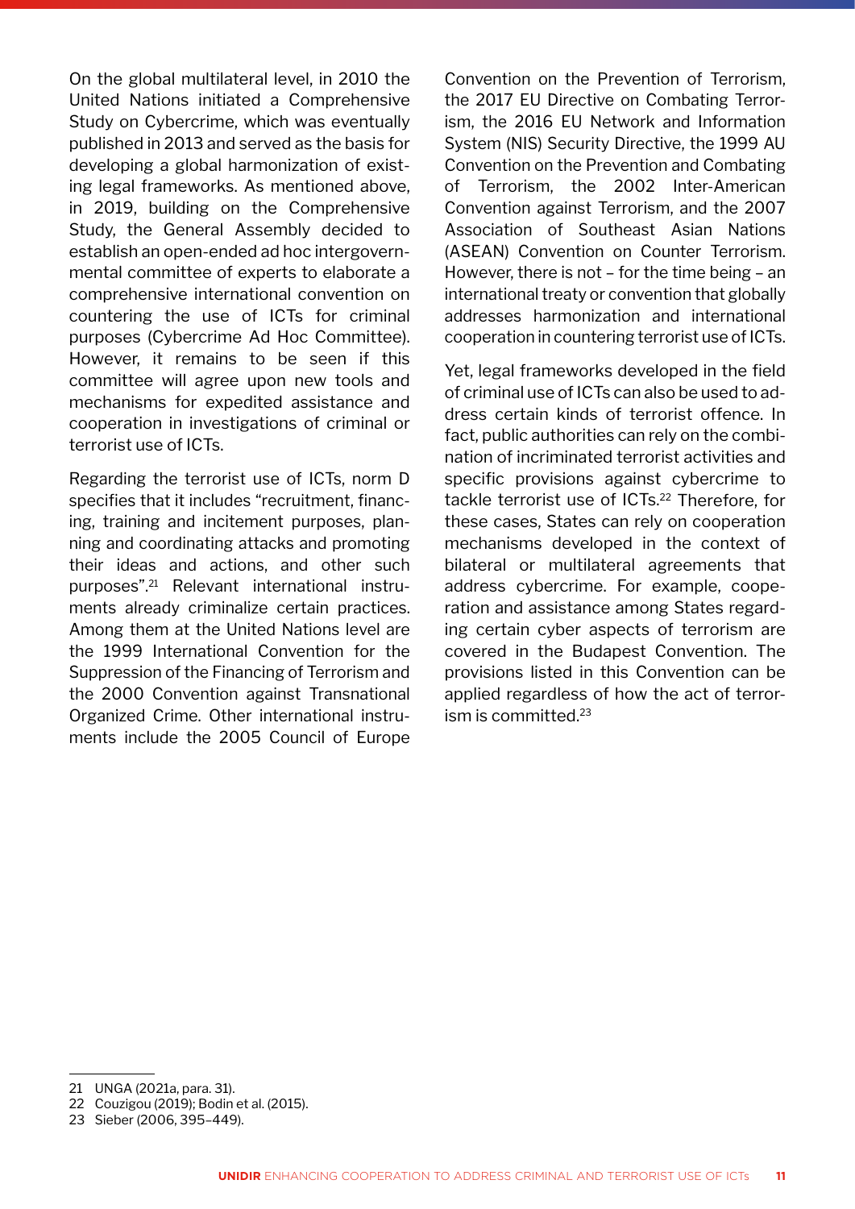On the global multilateral level, in 2010 the United Nations initiated a Comprehensive Study on Cybercrime, which was eventually published in 2013 and served as the basis for developing a global harmonization of existing legal frameworks. As mentioned above, in 2019, building on the Comprehensive Study, the General Assembly decided to establish an open-ended ad hoc intergovernmental committee of experts to elaborate a comprehensive international convention on countering the use of ICTs for criminal purposes (Cybercrime Ad Hoc Committee). However, it remains to be seen if this committee will agree upon new tools and mechanisms for expedited assistance and cooperation in investigations of criminal or terrorist use of ICTs.

Regarding the terrorist use of ICTs, norm D specifies that it includes "recruitment, financing, training and incitement purposes, planning and coordinating attacks and promoting their ideas and actions, and other such purposes".[21] Relevant international instruments already criminalize certain practices. Among them at the United Nations level are the 1999 International Convention for the Suppression of the Financing of Terrorism and the 2000 Convention against Transnational Organized Crime. Other international instruments include the 2005 Council of Europe Convention on the Prevention of Terrorism, the 2017 EU Directive on Combating Terrorism, the 2016 EU Network and Information System (NIS) Security Directive, the 1999 AU Convention on the Prevention and Combating of Terrorism, the 2002 Inter-American Convention against Terrorism, and the 2007 Association of Southeast Asian Nations (ASEAN) Convention on Counter Terrorism. However, there is not – for the time being – an international treaty or convention that globally addresses harmonization and international cooperation in countering terrorist use of ICTs.

Yet, legal frameworks developed in the field of criminal use of ICTs can also be used to address certain kinds of terrorist offence. In fact, public authorities can rely on the combination of incriminated terrorist activities and specific provisions against cybercrime to tackle terrorist use of ICTs.[22] Therefore, for these cases, States can rely on cooperation mechanisms developed in the context of bilateral or multilateral agreements that address cybercrime. For example, cooperation and assistance among States regarding certain cyber aspects of terrorism are covered in the Budapest Convention. The provisions listed in this Convention can be applied regardless of how the act of terrorism is committed.[23]

---

21 UNGA (2021a, para. 31).

22 Couzigou (2019); Bodin et al. (2015).

23 Sieber (2006, 395–449).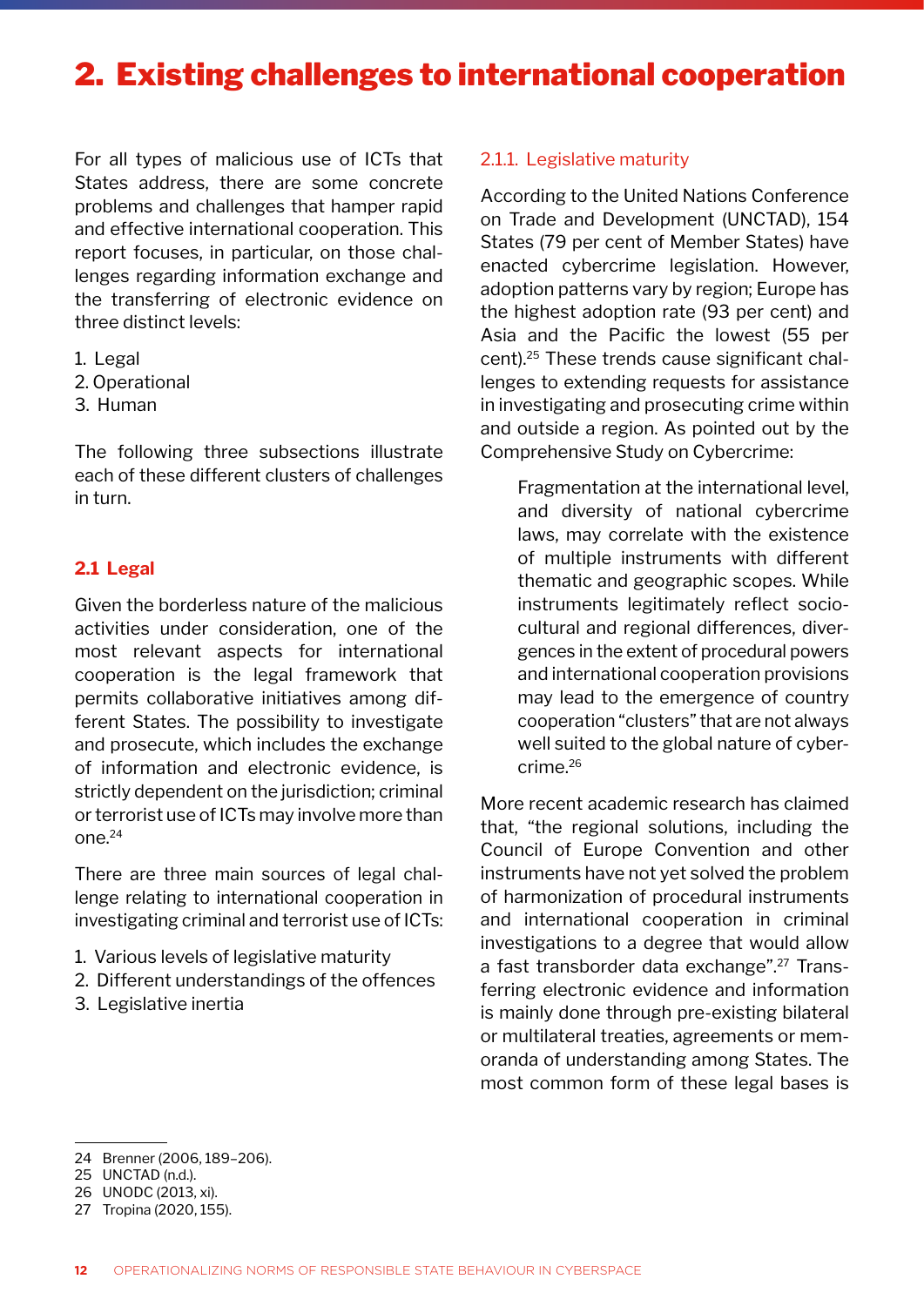# 2. Existing challenges to international cooperation

For all types of malicious use of ICTs that States address, there are some concrete problems and challenges that hamper rapid and effective international cooperation. This report focuses, in particular, on those challenges regarding information exchange and the transferring of electronic evidence on three distinct levels:

1. Legal
2. Operational
3. Human

The following three subsections illustrate each of these different clusters of challenges in turn.

## 2.1 Legal

Given the borderless nature of the malicious activities under consideration, one of the most relevant aspects for international cooperation is the legal framework that permits collaborative initiatives among different States. The possibility to investigate and prosecute, which includes the exchange of information and electronic evidence, is strictly dependent on the jurisdiction; criminal or terrorist use of ICTs may involve more than one.[24]

There are three main sources of legal challenge relating to international cooperation in investigating criminal and terrorist use of ICTs:

1. Various levels of legislative maturity
2. Different understandings of the offences
3. Legislative inertia

### 2.1.1. Legislative maturity

According to the United Nations Conference on Trade and Development (UNCTAD), 154 States (79 per cent of Member States) have enacted cybercrime legislation. However, adoption patterns vary by region; Europe has the highest adoption rate (93 per cent) and Asia and the Pacific the lowest (55 per cent).[25] These trends cause significant challenges to extending requests for assistance in investigating and prosecuting crime within and outside a region. As pointed out by the Comprehensive Study on Cybercrime:

> Fragmentation at the international level, and diversity of national cybercrime laws, may correlate with the existence of multiple instruments with different thematic and geographic scopes. While instruments legitimately reflect socio-cultural and regional differences, divergences in the extent of procedural powers and international cooperation provisions may lead to the emergence of country cooperation "clusters" that are not always well suited to the global nature of cybercrime.[26]

More recent academic research has claimed that, "the regional solutions, including the Council of Europe Convention and other instruments have not yet solved the problem of harmonization of procedural instruments and international cooperation in criminal investigations to a degree that would allow a fast transborder data exchange".[27] Transferring electronic evidence and information is mainly done through pre-existing bilateral or multilateral treaties, agreements or memoranda of understanding among States. The most common form of these legal bases is

24 Brenner (2006, 189–206).
25 UNCTAD (n.d.).
26 UNODC (2013, xi).
27 Tropina (2020, 155).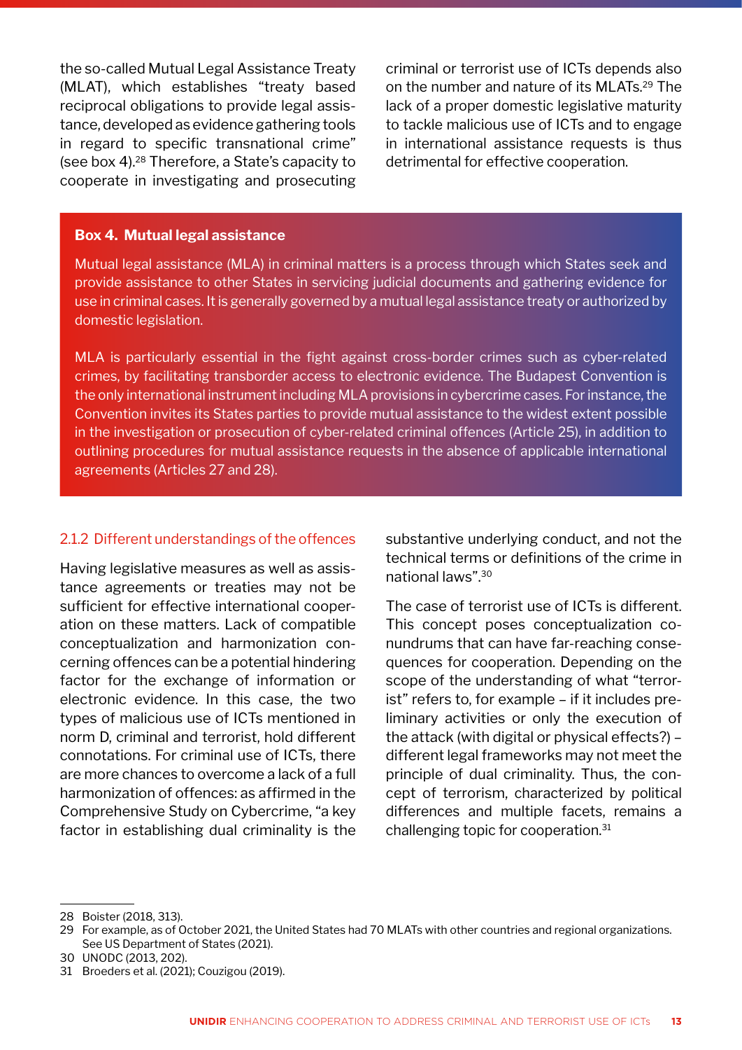the so-called Mutual Legal Assistance Treaty (MLAT), which establishes "treaty based reciprocal obligations to provide legal assistance, developed as evidence gathering tools in regard to specific transnational crime" (see box 4).[28] Therefore, a State's capacity to cooperate in investigating and prosecuting criminal or terrorist use of ICTs depends also on the number and nature of its MLATs.[29] The lack of a proper domestic legislative maturity to tackle malicious use of ICTs and to engage in international assistance requests is thus detrimental for effective cooperation.

> **Box 4. Mutual legal assistance**
>
> Mutual legal assistance (MLA) in criminal matters is a process through which States seek and provide assistance to other States in servicing judicial documents and gathering evidence for use in criminal cases. It is generally governed by a mutual legal assistance treaty or authorized by domestic legislation.
>
> MLA is particularly essential in the fight against cross-border crimes such as cyber-related crimes, by facilitating transborder access to electronic evidence. The Budapest Convention is the only international instrument including MLA provisions in cybercrime cases. For instance, the Convention invites its States parties to provide mutual assistance to the widest extent possible in the investigation or prosecution of cyber-related criminal offences (Article 25), in addition to outlining procedures for mutual assistance requests in the absence of applicable international agreements (Articles 27 and 28).

### 2.1.2 Different understandings of the offences

Having legislative measures as well as assistance agreements or treaties may not be sufficient for effective international cooperation on these matters. Lack of compatible conceptualization and harmonization concerning offences can be a potential hindering factor for the exchange of information or electronic evidence. In this case, the two types of malicious use of ICTs mentioned in norm D, criminal and terrorist, hold different connotations. For criminal use of ICTs, there are more chances to overcome a lack of a full harmonization of offences: as affirmed in the Comprehensive Study on Cybercrime, "a key factor in establishing dual criminality is the substantive underlying conduct, and not the technical terms or definitions of the crime in national laws".[30]

The case of terrorist use of ICTs is different. This concept poses conceptualization conundrums that can have far-reaching consequences for cooperation. Depending on the scope of the understanding of what "terrorist" refers to, for example – if it includes preliminary activities or only the execution of the attack (with digital or physical effects?) – different legal frameworks may not meet the principle of dual criminality. Thus, the concept of terrorism, characterized by political differences and multiple facets, remains a challenging topic for cooperation.[31]

---

28 Boister (2018, 313).

29 For example, as of October 2021, the United States had 70 MLATs with other countries and regional organizations. See US Department of States (2021).

30 UNODC (2013, 202).

31 Broeders et al. (2021); Couzigou (2019).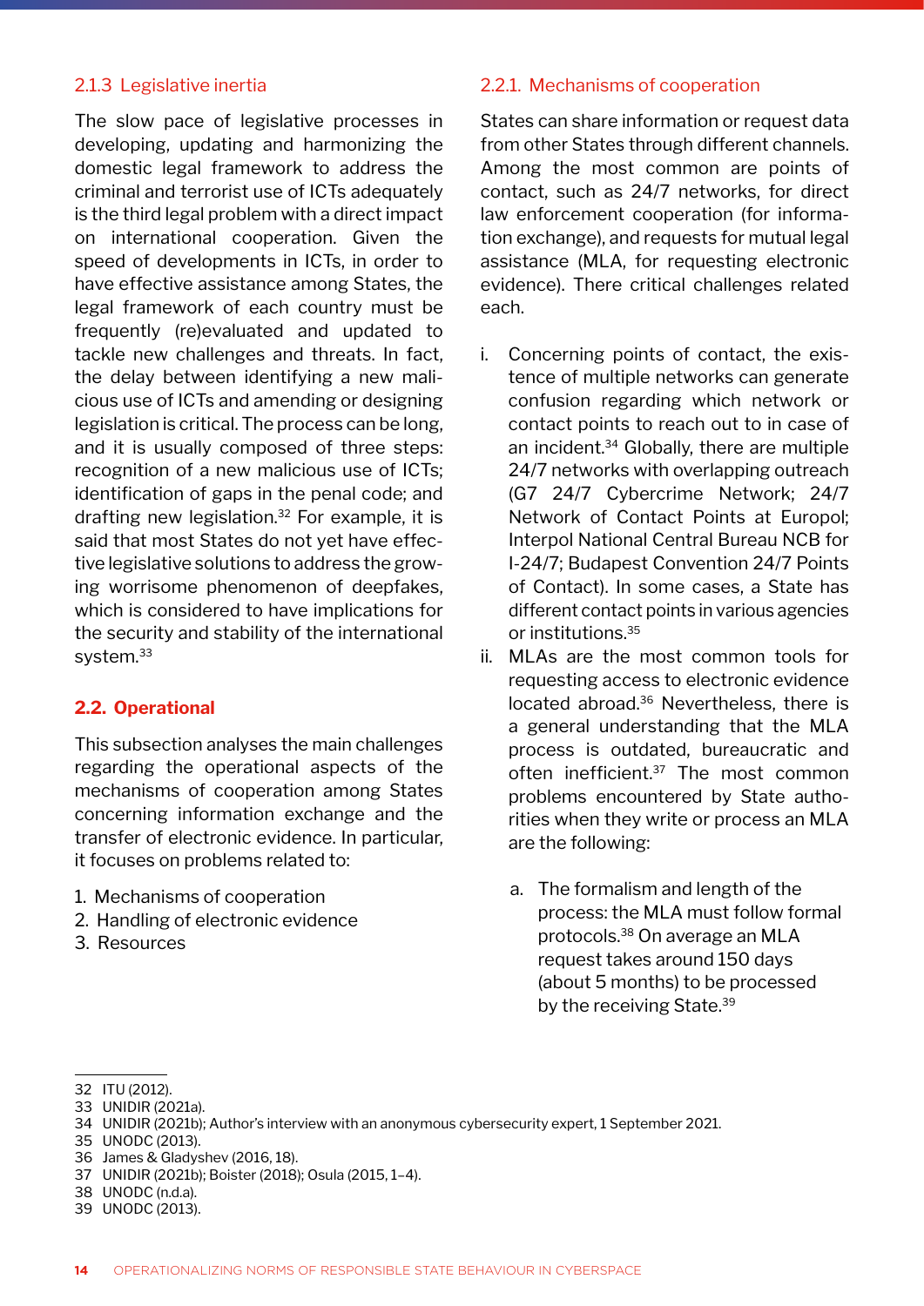### 2.1.3 Legislative inertia

The slow pace of legislative processes in developing, updating and harmonizing the domestic legal framework to address the criminal and terrorist use of ICTs adequately is the third legal problem with a direct impact on international cooperation. Given the speed of developments in ICTs, in order to have effective assistance among States, the legal framework of each country must be frequently (re)evaluated and updated to tackle new challenges and threats. In fact, the delay between identifying a new malicious use of ICTs and amending or designing legislation is critical. The process can be long, and it is usually composed of three steps: recognition of a new malicious use of ICTs; identification of gaps in the penal code; and drafting new legislation.[32] For example, it is said that most States do not yet have effective legislative solutions to address the growing worrisome phenomenon of deepfakes, which is considered to have implications for the security and stability of the international system.[33]

## 2.2. Operational

This subsection analyses the main challenges regarding the operational aspects of the mechanisms of cooperation among States concerning information exchange and the transfer of electronic evidence. In particular, it focuses on problems related to:

1. Mechanisms of cooperation
2. Handling of electronic evidence
3. Resources

### 2.2.1. Mechanisms of cooperation

States can share information or request data from other States through different channels. Among the most common are points of contact, such as 24/7 networks, for direct law enforcement cooperation (for information exchange), and requests for mutual legal assistance (MLA, for requesting electronic evidence). There critical challenges related each.

i. Concerning points of contact, the existence of multiple networks can generate confusion regarding which network or contact points to reach out to in case of an incident.[34] Globally, there are multiple 24/7 networks with overlapping outreach (G7 24/7 Cybercrime Network; 24/7 Network of Contact Points at Europol; Interpol National Central Bureau NCB for I-24/7; Budapest Convention 24/7 Points of Contact). In some cases, a State has different contact points in various agencies or institutions.[35]
ii. MLAs are the most common tools for requesting access to electronic evidence located abroad.[36] Nevertheless, there is a general understanding that the MLA process is outdated, bureaucratic and often inefficient.[37] The most common problems encountered by State authorities when they write or process an MLA are the following:

    a. The formalism and length of the process: the MLA must follow formal protocols.[38] On average an MLA request takes around 150 days (about 5 months) to be processed by the receiving State.[39]

---

32 ITU (2012).
33 UNIDIR (2021a).
34 UNIDIR (2021b); Author's interview with an anonymous cybersecurity expert, 1 September 2021.
35 UNODC (2013).
36 James & Gladyshev (2016, 18).
37 UNIDIR (2021b); Boister (2018); Osula (2015, 1–4).
38 UNODC (n.d.a).
39 UNODC (2013).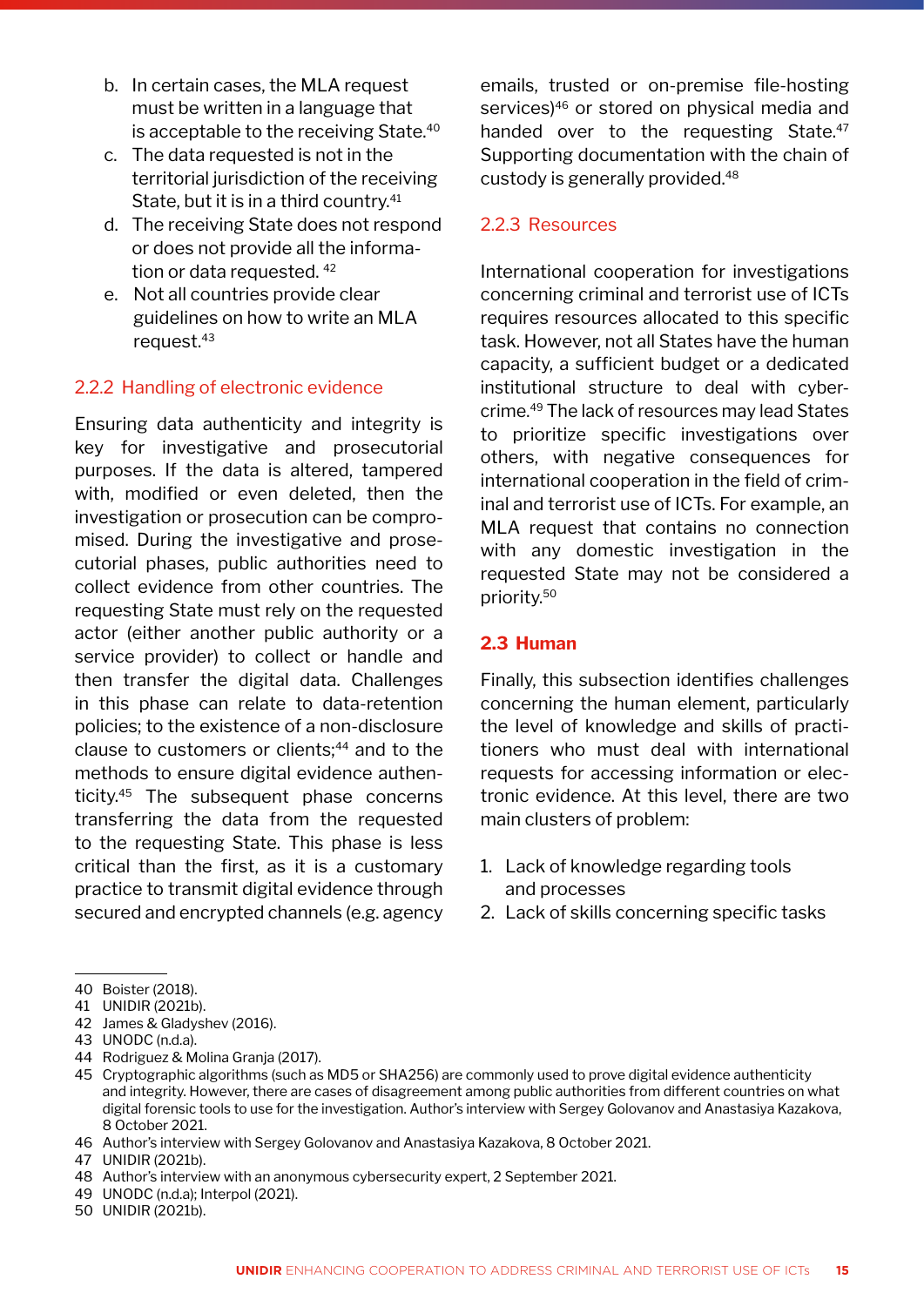b. In certain cases, the MLA request must be written in a language that is acceptable to the receiving State.[40]
c. The data requested is not in the territorial jurisdiction of the receiving State, but it is in a third country.[41]
d. The receiving State does not respond or does not provide all the information or data requested. [42]
e. Not all countries provide clear guidelines on how to write an MLA request.[43]

### 2.2.2 Handling of electronic evidence

Ensuring data authenticity and integrity is key for investigative and prosecutorial purposes. If the data is altered, tampered with, modified or even deleted, then the investigation or prosecution can be compromised. During the investigative and prosecutorial phases, public authorities need to collect evidence from other countries. The requesting State must rely on the requested actor (either another public authority or a service provider) to collect or handle and then transfer the digital data. Challenges in this phase can relate to data-retention policies; to the existence of a non-disclosure clause to customers or clients;[44] and to the methods to ensure digital evidence authenticity.[45] The subsequent phase concerns transferring the data from the requested to the requesting State. This phase is less critical than the first, as it is a customary practice to transmit digital evidence through secured and encrypted channels (e.g. agency emails, trusted or on-premise file-hosting services)[46] or stored on physical media and handed over to the requesting State.[47] Supporting documentation with the chain of custody is generally provided.[48]

### 2.2.3 Resources

International cooperation for investigations concerning criminal and terrorist use of ICTs requires resources allocated to this specific task. However, not all States have the human capacity, a sufficient budget or a dedicated institutional structure to deal with cybercrime.[49] The lack of resources may lead States to prioritize specific investigations over others, with negative consequences for international cooperation in the field of criminal and terrorist use of ICTs. For example, an MLA request that contains no connection with any domestic investigation in the requested State may not be considered a priority.[50]

## 2.3 Human

Finally, this subsection identifies challenges concerning the human element, particularly the level of knowledge and skills of practitioners who must deal with international requests for accessing information or electronic evidence. At this level, there are two main clusters of problem:

1. Lack of knowledge regarding tools and processes
2. Lack of skills concerning specific tasks

---

40 Boister (2018).
41 UNIDIR (2021b).
42 James & Gladyshev (2016).
43 UNODC (n.d.a).
44 Rodriguez & Molina Granja (2017).
45 Cryptographic algorithms (such as MD5 or SHA256) are commonly used to prove digital evidence authenticity and integrity. However, there are cases of disagreement among public authorities from different countries on what digital forensic tools to use for the investigation. Author's interview with Sergey Golovanov and Anastasiya Kazakova, 8 October 2021.
46 Author's interview with Sergey Golovanov and Anastasiya Kazakova, 8 October 2021.
47 UNIDIR (2021b).
48 Author's interview with an anonymous cybersecurity expert, 2 September 2021.
49 UNODC (n.d.a); Interpol (2021).
50 UNIDIR (2021b).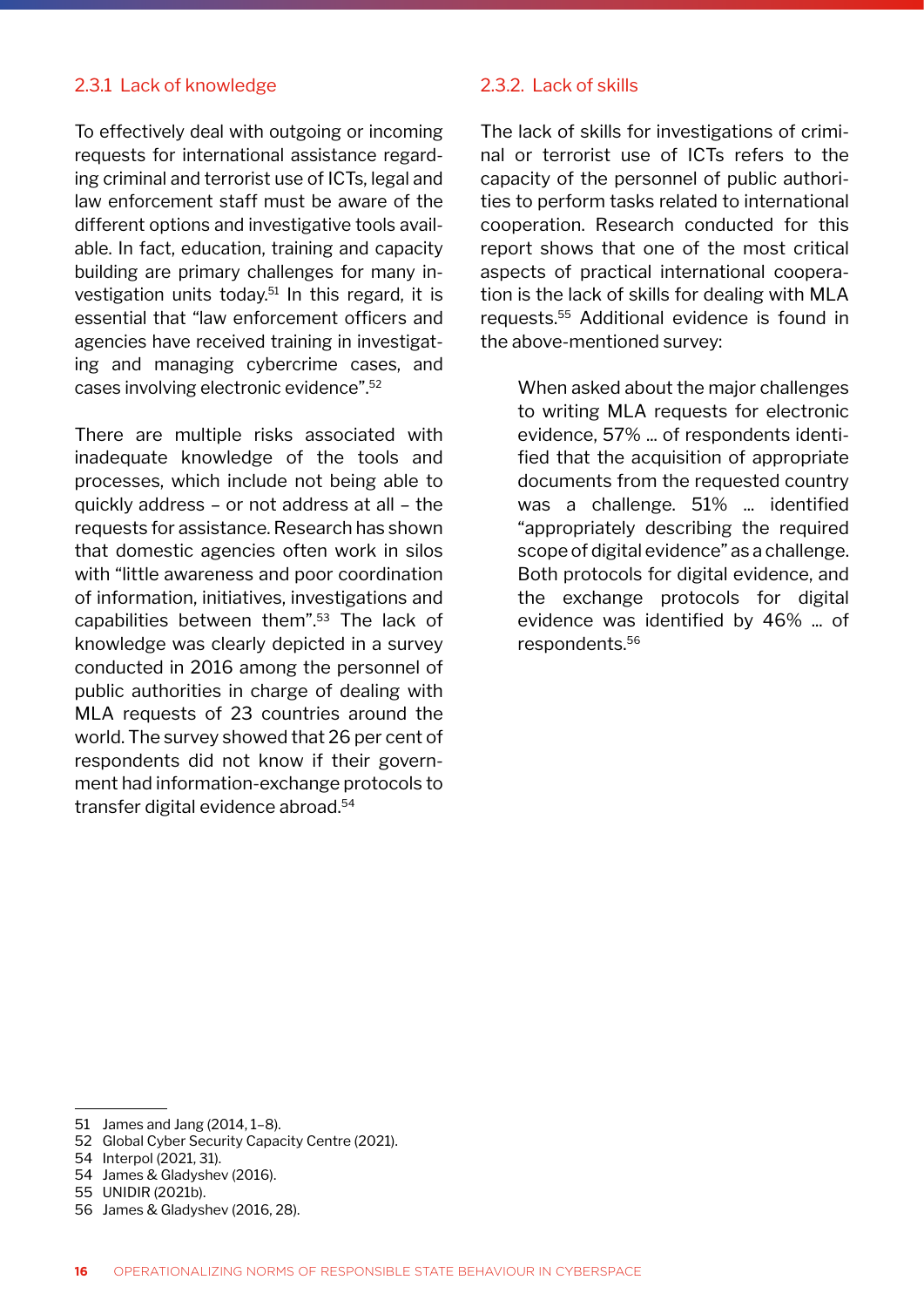### 2.3.1 Lack of knowledge

To effectively deal with outgoing or incoming requests for international assistance regarding criminal and terrorist use of ICTs, legal and law enforcement staff must be aware of the different options and investigative tools available. In fact, education, training and capacity building are primary challenges for many investigation units today.[51] In this regard, it is essential that "law enforcement officers and agencies have received training in investigating and managing cybercrime cases, and cases involving electronic evidence".[52]

There are multiple risks associated with inadequate knowledge of the tools and processes, which include not being able to quickly address – or not address at all – the requests for assistance. Research has shown that domestic agencies often work in silos with "little awareness and poor coordination of information, initiatives, investigations and capabilities between them".[53] The lack of knowledge was clearly depicted in a survey conducted in 2016 among the personnel of public authorities in charge of dealing with MLA requests of 23 countries around the world. The survey showed that 26 per cent of respondents did not know if their government had information-exchange protocols to transfer digital evidence abroad.[54]

### 2.3.2. Lack of skills

The lack of skills for investigations of criminal or terrorist use of ICTs refers to the capacity of the personnel of public authorities to perform tasks related to international cooperation. Research conducted for this report shows that one of the most critical aspects of practical international cooperation is the lack of skills for dealing with MLA requests.[55] Additional evidence is found in the above-mentioned survey:

> When asked about the major challenges to writing MLA requests for electronic evidence, 57% ... of respondents identified that the acquisition of appropriate documents from the requested country was a challenge. 51% ... identified "appropriately describing the required scope of digital evidence" as a challenge. Both protocols for digital evidence, and the exchange protocols for digital evidence was identified by 46% ... of respondents.[56]

---

51 James and Jang (2014, 1–8).
52 Global Cyber Security Capacity Centre (2021).
54 Interpol (2021, 31).
54 James & Gladyshev (2016).
55 UNIDIR (2021b).
56 James & Gladyshev (2016, 28).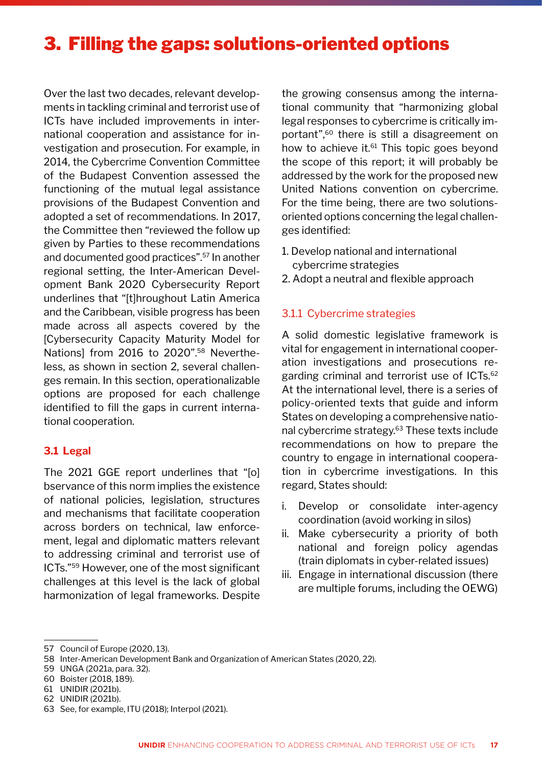# 3. Filling the gaps: solutions-oriented options

Over the last two decades, relevant developments in tackling criminal and terrorist use of ICTs have included improvements in international cooperation and assistance for investigation and prosecution. For example, in 2014, the Cybercrime Convention Committee of the Budapest Convention assessed the functioning of the mutual legal assistance provisions of the Budapest Convention and adopted a set of recommendations. In 2017, the Committee then "reviewed the follow up given by Parties to these recommendations and documented good practices".[57] In another regional setting, the Inter-American Development Bank 2020 Cybersecurity Report underlines that "[t]hroughout Latin America and the Caribbean, visible progress has been made across all aspects covered by the [Cybersecurity Capacity Maturity Model for Nations] from 2016 to 2020".[58] Nevertheless, as shown in section 2, several challenges remain. In this section, operationalizable options are proposed for each challenge identified to fill the gaps in current international cooperation.

## 3.1 Legal

The 2021 GGE report underlines that "[o]bservance of this norm implies the existence of national policies, legislation, structures and mechanisms that facilitate cooperation across borders on technical, law enforcement, legal and diplomatic matters relevant to addressing criminal and terrorist use of ICTs."[59] However, one of the most significant challenges at this level is the lack of global harmonization of legal frameworks. Despite the growing consensus among the international community that "harmonizing global legal responses to cybercrime is critically important",[60] there is still a disagreement on how to achieve it.[61] This topic goes beyond the scope of this report; it will probably be addressed by the work for the proposed new United Nations convention on cybercrime. For the time being, there are two solutions-oriented options concerning the legal challenges identified:

1. Develop national and international cybercrime strategies
2. Adopt a neutral and flexible approach

### 3.1.1 Cybercrime strategies

A solid domestic legislative framework is vital for engagement in international cooperation investigations and prosecutions regarding criminal and terrorist use of ICTs.[62] At the international level, there is a series of policy-oriented texts that guide and inform States on developing a comprehensive national cybercrime strategy.[63] These texts include recommendations on how to prepare the country to engage in international cooperation in cybercrime investigations. In this regard, States should:

i. Develop or consolidate inter-agency coordination (avoid working in silos)
ii. Make cybersecurity a priority of both national and foreign policy agendas (train diplomats in cyber-related issues)
iii. Engage in international discussion (there are multiple forums, including the OEWG)

---

57 Council of Europe (2020, 13).
58 Inter-American Development Bank and Organization of American States (2020, 22).
59 UNGA (2021a, para. 32).
60 Boister (2018, 189).
61 UNIDIR (2021b).
62 UNIDIR (2021b).
63 See, for example, ITU (2018); Interpol (2021).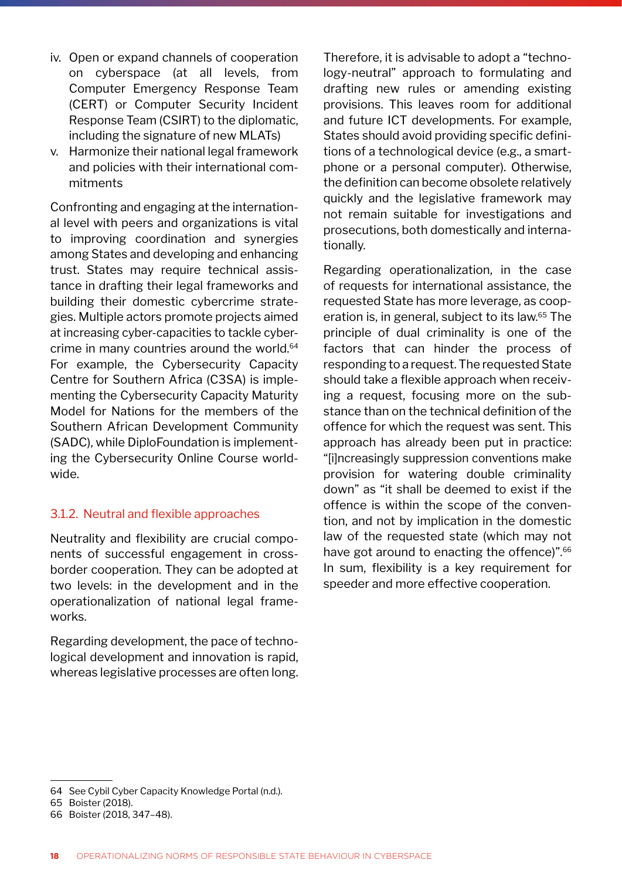iv. Open or expand channels of cooperation on cyberspace (at all levels, from Computer Emergency Response Team (CERT) or Computer Security Incident Response Team (CSIRT) to the diplomatic, including the signature of new MLATs)
v. Harmonize their national legal framework and policies with their international commitments

Confronting and engaging at the international level with peers and organizations is vital to improving coordination and synergies among States and developing and enhancing trust. States may require technical assistance in drafting their legal frameworks and building their domestic cybercrime strategies. Multiple actors promote projects aimed at increasing cyber-capacities to tackle cybercrime in many countries around the world.[64] For example, the Cybersecurity Capacity Centre for Southern Africa (C3SA) is implementing the Cybersecurity Capacity Maturity Model for Nations for the members of the Southern African Development Community (SADC), while DiploFoundation is implementing the Cybersecurity Online Course worldwide.

### 3.1.2. Neutral and flexible approaches

Neutrality and flexibility are crucial components of successful engagement in cross-border cooperation. They can be adopted at two levels: in the development and in the operationalization of national legal frameworks.

Regarding development, the pace of technological development and innovation is rapid, whereas legislative processes are often long. Therefore, it is advisable to adopt a "technology-neutral" approach to formulating and drafting new rules or amending existing provisions. This leaves room for additional and future ICT developments. For example, States should avoid providing specific definitions of a technological device (e.g., a smartphone or a personal computer). Otherwise, the definition can become obsolete relatively quickly and the legislative framework may not remain suitable for investigations and prosecutions, both domestically and internationally.

Regarding operationalization, in the case of requests for international assistance, the requested State has more leverage, as cooperation is, in general, subject to its law.[65] The principle of dual criminality is one of the factors that can hinder the process of responding to a request. The requested State should take a flexible approach when receiving a request, focusing more on the substance than on the technical definition of the offence for which the request was sent. This approach has already been put in practice: "[i]ncreasingly suppression conventions make provision for watering double criminality down" as "it shall be deemed to exist if the offence is within the scope of the convention, and not by implication in the domestic law of the requested state (which may not have got around to enacting the offence)".[66] In sum, flexibility is a key requirement for speeder and more effective cooperation.

---

64 See Cybil Cyber Capacity Knowledge Portal (n.d.).
65 Boister (2018).
66 Boister (2018, 347–48).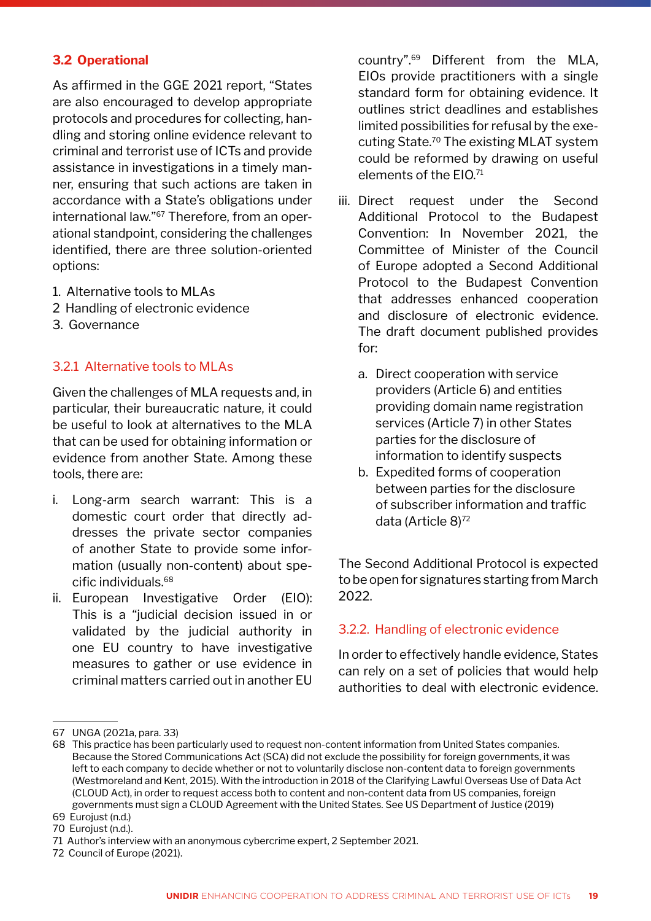## 3.2 Operational

As affirmed in the GGE 2021 report, "States are also encouraged to develop appropriate protocols and procedures for collecting, handling and storing online evidence relevant to criminal and terrorist use of ICTs and provide assistance in investigations in a timely manner, ensuring that such actions are taken in accordance with a State's obligations under international law."[67] Therefore, from an operational standpoint, considering the challenges identified, there are three solution-oriented options:

1. Alternative tools to MLAs
2. Handling of electronic evidence
3. Governance

### 3.2.1 Alternative tools to MLAs

Given the challenges of MLA requests and, in particular, their bureaucratic nature, it could be useful to look at alternatives to the MLA that can be used for obtaining information or evidence from another State. Among these tools, there are:

i. Long-arm search warrant: This is a domestic court order that directly addresses the private sector companies of another State to provide some information (usually non-content) about specific individuals.[68]

ii. European Investigative Order (EIO): This is a "judicial decision issued in or validated by the judicial authority in one EU country to have investigative measures to gather or use evidence in criminal matters carried out in another EU country".[69] Different from the MLA, EIOs provide practitioners with a single standard form for obtaining evidence. It outlines strict deadlines and establishes limited possibilities for refusal by the executing State.[70] The existing MLAT system could be reformed by drawing on useful elements of the EIO.[71]

iii. Direct request under the Second Additional Protocol to the Budapest Convention: In November 2021, the Committee of Minister of the Council of Europe adopted a Second Additional Protocol to the Budapest Convention that addresses enhanced cooperation and disclosure of electronic evidence. The draft document published provides for:

   a. Direct cooperation with service providers (Article 6) and entities providing domain name registration services (Article 7) in other States parties for the disclosure of information to identify suspects
   b. Expedited forms of cooperation between parties for the disclosure of subscriber information and traffic data (Article 8)[72]

The Second Additional Protocol is expected to be open for signatures starting from March 2022.

### 3.2.2. Handling of electronic evidence

In order to effectively handle evidence, States can rely on a set of policies that would help authorities to deal with electronic evidence.

---

67 UNGA (2021a, para. 33)

68 This practice has been particularly used to request non-content information from United States companies. Because the Stored Communications Act (SCA) did not exclude the possibility for foreign governments, it was left to each company to decide whether or not to voluntarily disclose non-content data to foreign governments (Westmoreland and Kent, 2015). With the introduction in 2018 of the Clarifying Lawful Overseas Use of Data Act (CLOUD Act), in order to request access both to content and non-content data from US companies, foreign governments must sign a CLOUD Agreement with the United States. See US Department of Justice (2019)

69 Eurojust (n.d.)

70 Eurojust (n.d.).

71 Author's interview with an anonymous cybercrime expert, 2 September 2021.

72 Council of Europe (2021).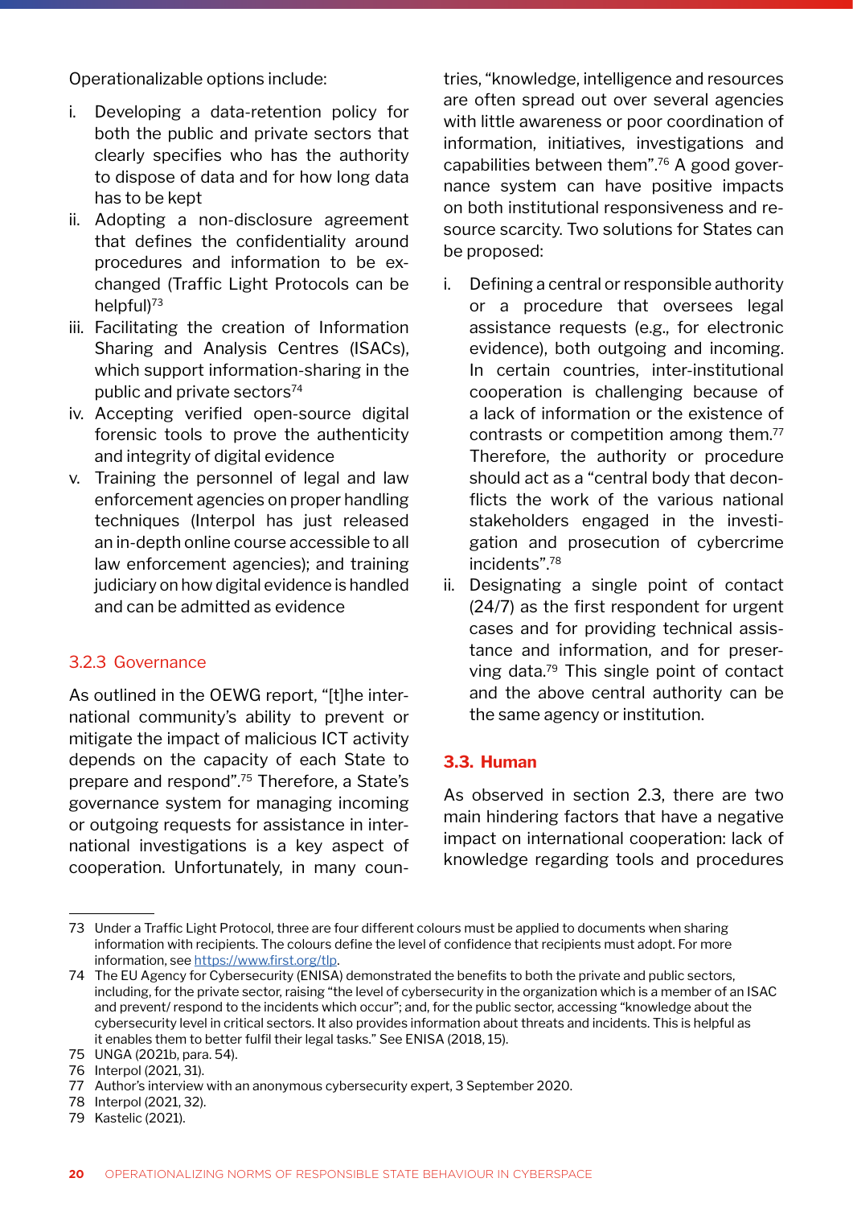Operationalizable options include:

i. Developing a data-retention policy for both the public and private sectors that clearly specifies who has the authority to dispose of data and for how long data has to be kept
ii. Adopting a non-disclosure agreement that defines the confidentiality around procedures and information to be exchanged (Traffic Light Protocols can be helpful)[73]
iii. Facilitating the creation of Information Sharing and Analysis Centres (ISACs), which support information-sharing in the public and private sectors[74]
iv. Accepting verified open-source digital forensic tools to prove the authenticity and integrity of digital evidence
v. Training the personnel of legal and law enforcement agencies on proper handling techniques (Interpol has just released an in-depth online course accessible to all law enforcement agencies); and training judiciary on how digital evidence is handled and can be admitted as evidence

### 3.2.3 Governance

As outlined in the OEWG report, "[t]he international community's ability to prevent or mitigate the impact of malicious ICT activity depends on the capacity of each State to prepare and respond".[75] Therefore, a State's governance system for managing incoming or outgoing requests for assistance in international investigations is a key aspect of cooperation. Unfortunately, in many countries, "knowledge, intelligence and resources are often spread out over several agencies with little awareness or poor coordination of information, initiatives, investigations and capabilities between them".[76] A good governance system can have positive impacts on both institutional responsiveness and resource scarcity. Two solutions for States can be proposed:

i. Defining a central or responsible authority or a procedure that oversees legal assistance requests (e.g., for electronic evidence), both outgoing and incoming. In certain countries, inter-institutional cooperation is challenging because of a lack of information or the existence of contrasts or competition among them.[77] Therefore, the authority or procedure should act as a "central body that deconflicts the work of the various national stakeholders engaged in the investigation and prosecution of cybercrime incidents".[78]
ii. Designating a single point of contact (24/7) as the first respondent for urgent cases and for providing technical assistance and information, and for preserving data.[79] This single point of contact and the above central authority can be the same agency or institution.

## 3.3. Human

As observed in section 2.3, there are two main hindering factors that have a negative impact on international cooperation: lack of knowledge regarding tools and procedures

---

73 Under a Traffic Light Protocol, three are four different colours must be applied to documents when sharing information with recipients. The colours define the level of confidence that recipients must adopt. For more information, see https://www.first.org/tlp.

74 The EU Agency for Cybersecurity (ENISA) demonstrated the benefits to both the private and public sectors, including, for the private sector, raising "the level of cybersecurity in the organization which is a member of an ISAC and prevent/ respond to the incidents which occur"; and, for the public sector, accessing "knowledge about the cybersecurity level in critical sectors. It also provides information about threats and incidents. This is helpful as it enables them to better fulfil their legal tasks." See ENISA (2018, 15).

75 UNGA (2021b, para. 54).

76 Interpol (2021, 31).

77 Author's interview with an anonymous cybersecurity expert, 3 September 2020.

78 Interpol (2021, 32).

79 Kastelic (2021).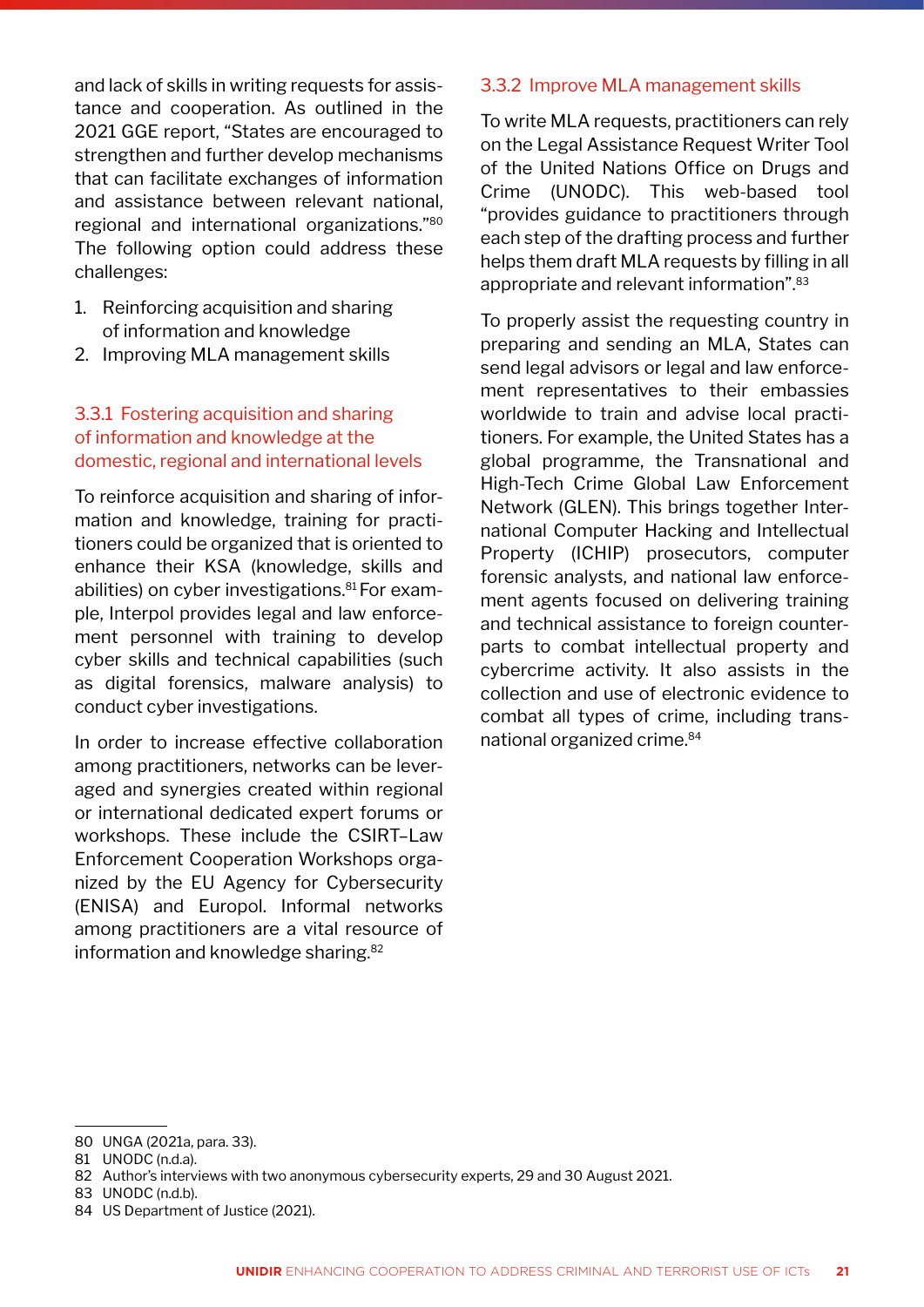and lack of skills in writing requests for assistance and cooperation. As outlined in the 2021 GGE report, "States are encouraged to strengthen and further develop mechanisms that can facilitate exchanges of information and assistance between relevant national, regional and international organizations."[80] The following option could address these challenges:

1. Reinforcing acquisition and sharing of information and knowledge
2. Improving MLA management skills

### 3.3.1 Fostering acquisition and sharing of information and knowledge at the domestic, regional and international levels

To reinforce acquisition and sharing of information and knowledge, training for practitioners could be organized that is oriented to enhance their KSA (knowledge, skills and abilities) on cyber investigations.[81] For example, Interpol provides legal and law enforcement personnel with training to develop cyber skills and technical capabilities (such as digital forensics, malware analysis) to conduct cyber investigations.

In order to increase effective collaboration among practitioners, networks can be leveraged and synergies created within regional or international dedicated expert forums or workshops. These include the CSIRT–Law Enforcement Cooperation Workshops organized by the EU Agency for Cybersecurity (ENISA) and Europol. Informal networks among practitioners are a vital resource of information and knowledge sharing.[82]

### 3.3.2 Improve MLA management skills

To write MLA requests, practitioners can rely on the Legal Assistance Request Writer Tool of the United Nations Office on Drugs and Crime (UNODC). This web-based tool "provides guidance to practitioners through each step of the drafting process and further helps them draft MLA requests by filling in all appropriate and relevant information".[83]

To properly assist the requesting country in preparing and sending an MLA, States can send legal advisors or legal and law enforcement representatives to their embassies worldwide to train and advise local practitioners. For example, the United States has a global programme, the Transnational and High-Tech Crime Global Law Enforcement Network (GLEN). This brings together International Computer Hacking and Intellectual Property (ICHIP) prosecutors, computer forensic analysts, and national law enforcement agents focused on delivering training and technical assistance to foreign counterparts to combat intellectual property and cybercrime activity. It also assists in the collection and use of electronic evidence to combat all types of crime, including transnational organized crime.[84]

---

80 UNGA (2021a, para. 33).
81 UNODC (n.d.a).
82 Author's interviews with two anonymous cybersecurity experts, 29 and 30 August 2021.
83 UNODC (n.d.b).
84 US Department of Justice (2021).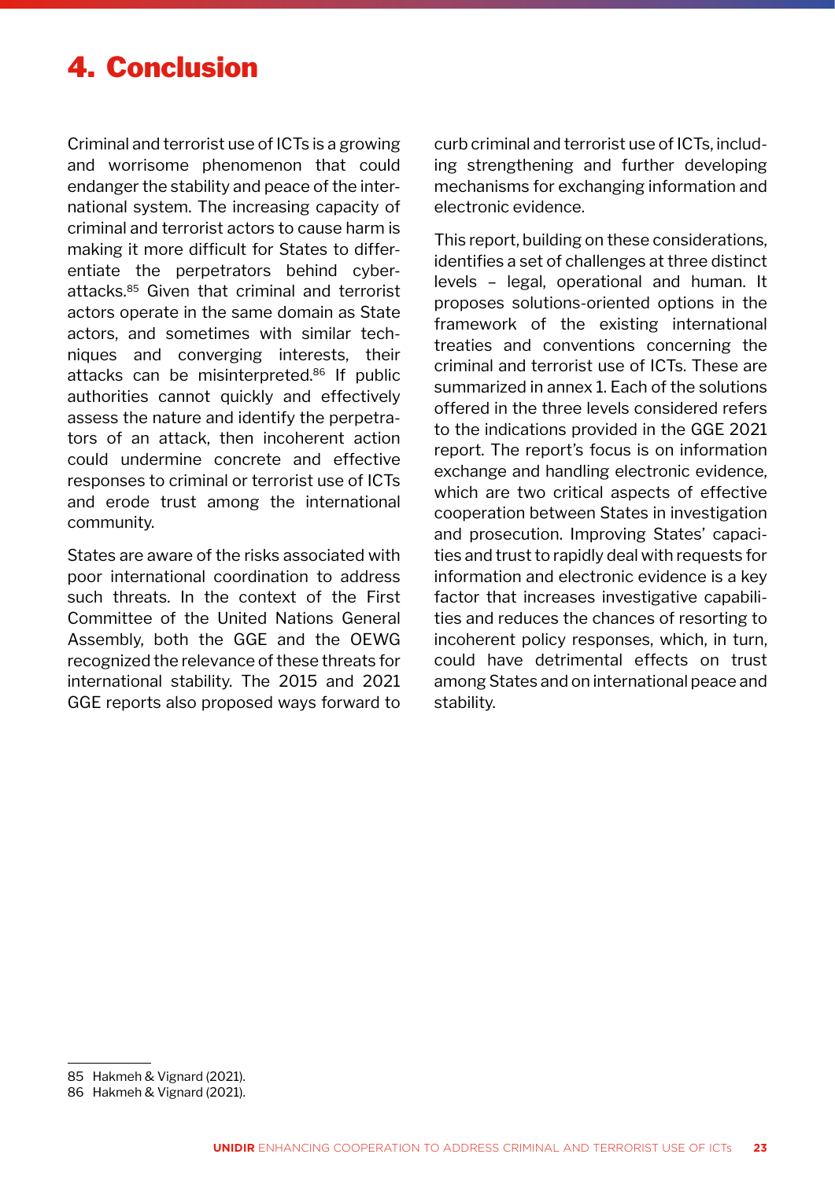# 4. Conclusion

Criminal and terrorist use of ICTs is a growing and worrisome phenomenon that could endanger the stability and peace of the international system. The increasing capacity of criminal and terrorist actors to cause harm is making it more difficult for States to differentiate the perpetrators behind cyberattacks.[85] Given that criminal and terrorist actors operate in the same domain as State actors, and sometimes with similar techniques and converging interests, their attacks can be misinterpreted.[86] If public authorities cannot quickly and effectively assess the nature and identify the perpetrators of an attack, then incoherent action could undermine concrete and effective responses to criminal or terrorist use of ICTs and erode trust among the international community.

States are aware of the risks associated with poor international coordination to address such threats. In the context of the First Committee of the United Nations General Assembly, both the GGE and the OEWG recognized the relevance of these threats for international stability. The 2015 and 2021 GGE reports also proposed ways forward to curb criminal and terrorist use of ICTs, including strengthening and further developing mechanisms for exchanging information and electronic evidence.

This report, building on these considerations, identifies a set of challenges at three distinct levels – legal, operational and human. It proposes solutions-oriented options in the framework of the existing international treaties and conventions concerning the criminal and terrorist use of ICTs. These are summarized in annex 1. Each of the solutions offered in the three levels considered refers to the indications provided in the GGE 2021 report. The report's focus is on information exchange and handling electronic evidence, which are two critical aspects of effective cooperation between States in investigation and prosecution. Improving States' capacities and trust to rapidly deal with requests for information and electronic evidence is a key factor that increases investigative capabilities and reduces the chances of resorting to incoherent policy responses, which, in turn, could have detrimental effects on trust among States and on international peace and stability.

85 Hakmeh & Vignard (2021).

86 Hakmeh & Vignard (2021).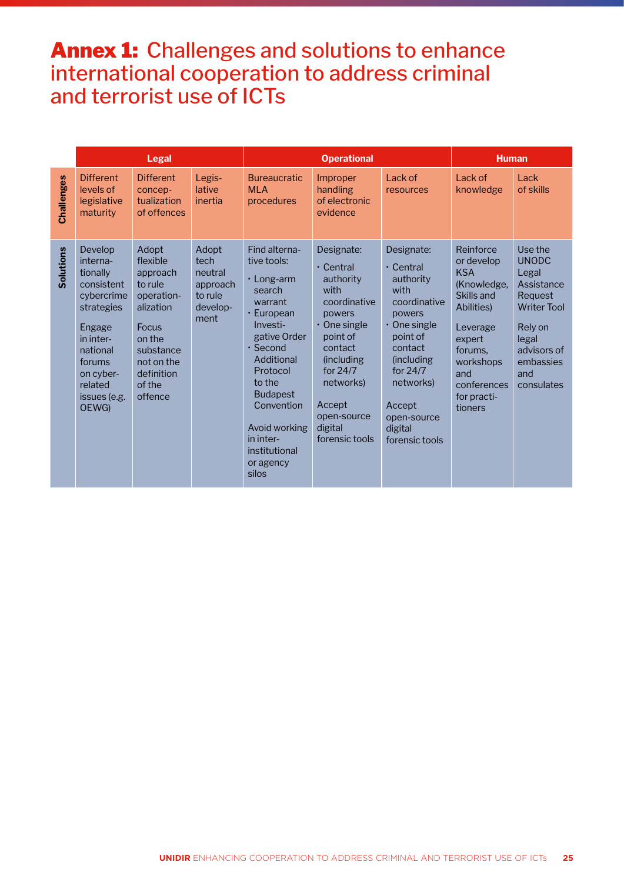# Annex 1: Challenges and solutions to enhance international cooperation to address criminal and terrorist use of ICTs

| | Legal | | | Operational | | | Human | |
|---|---|---|---|---|---|---|---|---|
| **Challenges** | Different levels of legislative maturity | Different conceptualization of offences | Legislative inertia | Bureaucratic MLA procedures | Improper handling of electronic evidence | Lack of resources | Lack of knowledge | Lack of skills |
| **Solutions** | Develop internationally consistent cybercrime strategies<br><br>Engage in international forums on cyber-related issues (e.g. OEWG) | Adopt flexible approach to rule operationalization<br><br>Focus on the substance not on the definition of the offence | Adopt tech neutral approach to rule development | Find alternative tools:<br>· Long-arm search warrant<br>· European Investigative Order<br>· Second Additional Protocol to the Budapest Convention<br><br>Avoid working in inter-institutional or agency silos | Designate:<br>· Central authority with coordinative powers<br>· One single point of contact (including for 24/7 networks)<br><br>Accept open-source digital forensic tools | Designate:<br>· Central authority with coordinative powers<br>· One single point of contact (including for 24/7 networks)<br><br>Accept open-source digital forensic tools | Reinforce or develop KSA (Knowledge, Skills and Abilities)<br><br>Leverage expert forums, workshops and conferences for practitioners | Use the UNODC Legal Assistance Request Writer Tool<br><br>Rely on legal advisors of embassies and consulates |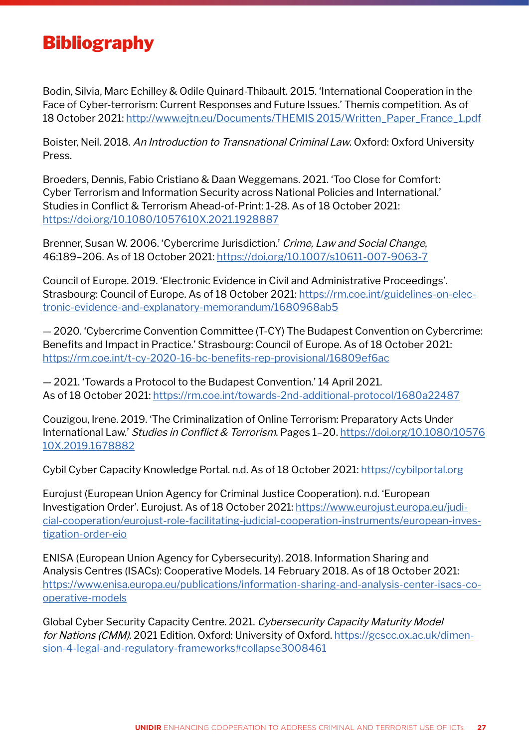# Bibliography

Bodin, Silvia, Marc Echilley & Odile Quinard-Thibault. 2015. 'International Cooperation in the Face of Cyber-terrorism: Current Responses and Future Issues.' Themis competition. As of 18 October 2021: http://www.ejtn.eu/Documents/THEMIS 2015/Written_Paper_France_1.pdf

Boister, Neil. 2018. *An Introduction to Transnational Criminal Law*. Oxford: Oxford University Press.

Broeders, Dennis, Fabio Cristiano & Daan Weggemans. 2021. 'Too Close for Comfort: Cyber Terrorism and Information Security across National Policies and International.' Studies in Conflict & Terrorism Ahead-of-Print: 1-28. As of 18 October 2021: https://doi.org/10.1080/1057610X.2021.1928887

Brenner, Susan W. 2006. 'Cybercrime Jurisdiction.' *Crime, Law and Social Change*, 46:189–206. As of 18 October 2021: https://doi.org/10.1007/s10611-007-9063-7

Council of Europe. 2019. 'Electronic Evidence in Civil and Administrative Proceedings'. Strasbourg: Council of Europe. As of 18 October 2021: https://rm.coe.int/guidelines-on-electronic-evidence-and-explanatory-memorandum/1680968ab5

— 2020. 'Cybercrime Convention Committee (T-CY) The Budapest Convention on Cybercrime: Benefits and Impact in Practice.' Strasbourg: Council of Europe. As of 18 October 2021: https://rm.coe.int/t-cy-2020-16-bc-benefits-rep-provisional/16809ef6ac

— 2021. 'Towards a Protocol to the Budapest Convention.' 14 April 2021. As of 18 October 2021: https://rm.coe.int/towards-2nd-additional-protocol/1680a22487

Couzigou, Irene. 2019. 'The Criminalization of Online Terrorism: Preparatory Acts Under International Law.' *Studies in Conflict & Terrorism*. Pages 1–20. https://doi.org/10.1080/1057610X.2019.1678882

Cybil Cyber Capacity Knowledge Portal. n.d. As of 18 October 2021: https://cybilportal.org

Eurojust (European Union Agency for Criminal Justice Cooperation). n.d. 'European Investigation Order'. Eurojust. As of 18 October 2021: https://www.eurojust.europa.eu/judicial-cooperation/eurojust-role-facilitating-judicial-cooperation-instruments/european-investigation-order-eio

ENISA (European Union Agency for Cybersecurity). 2018. Information Sharing and Analysis Centres (ISACs): Cooperative Models. 14 February 2018. As of 18 October 2021: https://www.enisa.europa.eu/publications/information-sharing-and-analysis-center-isacs-cooperative-models

Global Cyber Security Capacity Centre. 2021. *Cybersecurity Capacity Maturity Model for Nations (CMM)*. 2021 Edition. Oxford: University of Oxford. https://gcscc.ox.ac.uk/dimension-4-legal-and-regulatory-frameworks#collapse3008461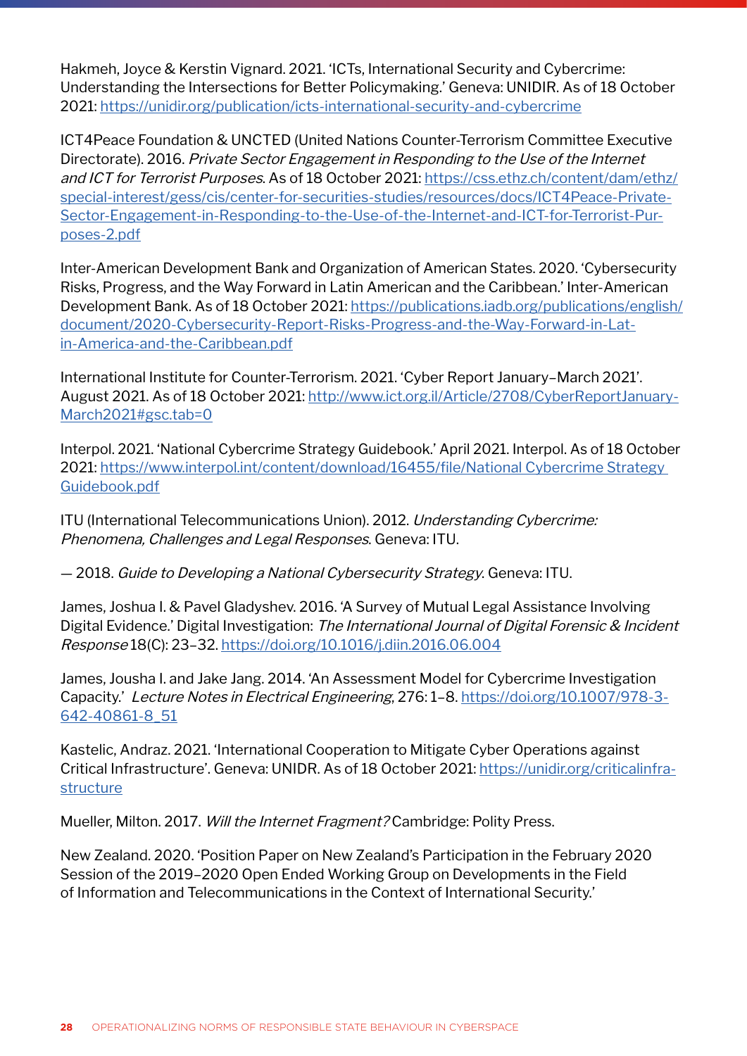Hakmeh, Joyce & Kerstin Vignard. 2021. 'ICTs, International Security and Cybercrime: Understanding the Intersections for Better Policymaking.' Geneva: UNIDIR. As of 18 October 2021: https://unidir.org/publication/icts-international-security-and-cybercrime

ICT4Peace Foundation & UNCTED (United Nations Counter-Terrorism Committee Executive Directorate). 2016. *Private Sector Engagement in Responding to the Use of the Internet and ICT for Terrorist Purposes*. As of 18 October 2021: https://css.ethz.ch/content/dam/ethz/special-interest/gess/cis/center-for-securities-studies/resources/docs/ICT4Peace-Private-Sector-Engagement-in-Responding-to-the-Use-of-the-Internet-and-ICT-for-Terrorist-Purposes-2.pdf

Inter-American Development Bank and Organization of American States. 2020. 'Cybersecurity Risks, Progress, and the Way Forward in Latin American and the Caribbean.' Inter-American Development Bank. As of 18 October 2021: https://publications.iadb.org/publications/english/document/2020-Cybersecurity-Report-Risks-Progress-and-the-Way-Forward-in-Latin-America-and-the-Caribbean.pdf

International Institute for Counter-Terrorism. 2021. 'Cyber Report January–March 2021'. August 2021. As of 18 October 2021: http://www.ict.org.il/Article/2708/CyberReportJanuary-March2021#gsc.tab=0

Interpol. 2021. 'National Cybercrime Strategy Guidebook.' April 2021. Interpol. As of 18 October 2021: https://www.interpol.int/content/download/16455/file/National Cybercrime Strategy Guidebook.pdf

ITU (International Telecommunications Union). 2012. *Understanding Cybercrime: Phenomena, Challenges and Legal Responses*. Geneva: ITU.

— 2018. *Guide to Developing a National Cybersecurity Strategy*. Geneva: ITU.

James, Joshua I. & Pavel Gladyshev. 2016. 'A Survey of Mutual Legal Assistance Involving Digital Evidence.' Digital Investigation: *The International Journal of Digital Forensic & Incident Response* 18(C): 23–32. https://doi.org/10.1016/j.diin.2016.06.004

James, Jousha I. and Jake Jang. 2014. 'An Assessment Model for Cybercrime Investigation Capacity.' *Lecture Notes in Electrical Engineering*, 276: 1–8. https://doi.org/10.1007/978-3-642-40861-8_51

Kastelic, Andraz. 2021. 'International Cooperation to Mitigate Cyber Operations against Critical Infrastructure'. Geneva: UNIDR. As of 18 October 2021: https://unidir.org/criticalinfrastructure

Mueller, Milton. 2017. *Will the Internet Fragment?* Cambridge: Polity Press.

New Zealand. 2020. 'Position Paper on New Zealand's Participation in the February 2020 Session of the 2019–2020 Open Ended Working Group on Developments in the Field of Information and Telecommunications in the Context of International Security.'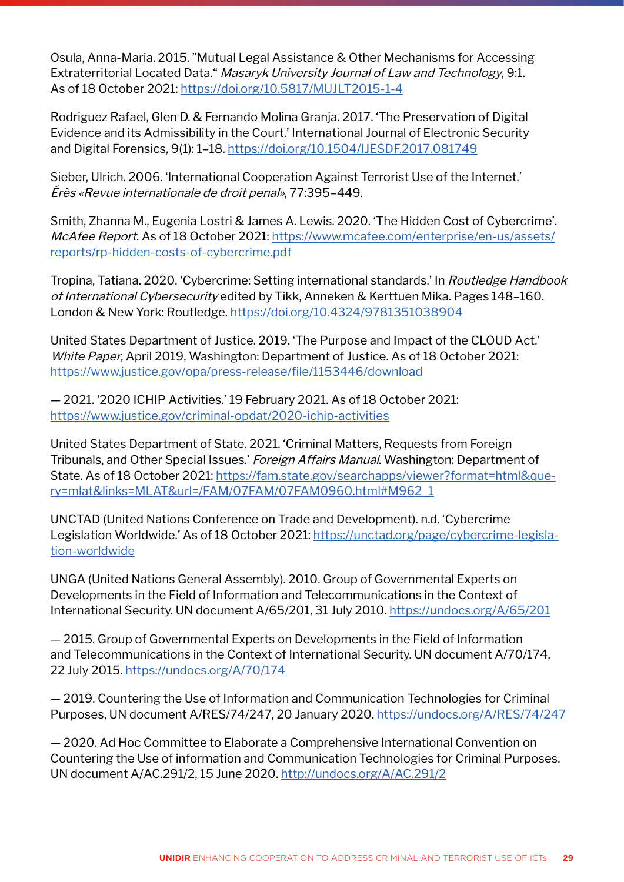Osula, Anna-Maria. 2015. ”Mutual Legal Assistance & Other Mechanisms for Accessing Extraterritorial Located Data.“ *Masaryk University Journal of Law and Technology*, 9:1. As of 18 October 2021: https://doi.org/10.5817/MUJLT2015-1-4

Rodriguez Rafael, Glen D. & Fernando Molina Granja. 2017. ‘The Preservation of Digital Evidence and its Admissibility in the Court.’ International Journal of Electronic Security and Digital Forensics, 9(1): 1–18. https://doi.org/10.1504/IJESDF.2017.081749

Sieber, Ulrich. 2006. ‘International Cooperation Against Terrorist Use of the Internet.’ *Érès «Revue internationale de droit penal»*, 77:395–449.

Smith, Zhanna M., Eugenia Lostri & James A. Lewis. 2020. ‘The Hidden Cost of Cybercrime’. *McAfee Report*. As of 18 October 2021: https://www.mcafee.com/enterprise/en-us/assets/reports/rp-hidden-costs-of-cybercrime.pdf

Tropina, Tatiana. 2020. ‘Cybercrime: Setting international standards.’ In *Routledge Handbook of International Cybersecurity* edited by Tikk, Anneken & Kerttuen Mika. Pages 148–160. London & New York: Routledge. https://doi.org/10.4324/9781351038904

United States Department of Justice. 2019. ‘The Purpose and Impact of the CLOUD Act.’ *White Paper*, April 2019, Washington: Department of Justice. As of 18 October 2021: https://www.justice.gov/opa/press-release/file/1153446/download

— 2021. ‘2020 ICHIP Activities.’ 19 February 2021. As of 18 October 2021: https://www.justice.gov/criminal-opdat/2020-ichip-activities

United States Department of State. 2021. ‘Criminal Matters, Requests from Foreign Tribunals, and Other Special Issues.’ *Foreign Affairs Manual*. Washington: Department of State. As of 18 October 2021: https://fam.state.gov/searchapps/viewer?format=html&query=mlat&links=MLAT&url=/FAM/07FAM/07FAM0960.html#M962_1

UNCTAD (United Nations Conference on Trade and Development). n.d. ‘Cybercrime Legislation Worldwide.’ As of 18 October 2021: https://unctad.org/page/cybercrime-legislation-worldwide

UNGA (United Nations General Assembly). 2010. Group of Governmental Experts on Developments in the Field of Information and Telecommunications in the Context of International Security. UN document A/65/201, 31 July 2010. https://undocs.org/A/65/201

— 2015. Group of Governmental Experts on Developments in the Field of Information and Telecommunications in the Context of International Security. UN document A/70/174, 22 July 2015. https://undocs.org/A/70/174

— 2019. Countering the Use of Information and Communication Technologies for Criminal Purposes, UN document A/RES/74/247, 20 January 2020. https://undocs.org/A/RES/74/247

— 2020. Ad Hoc Committee to Elaborate a Comprehensive International Convention on Countering the Use of information and Communication Technologies for Criminal Purposes. UN document A/AC.291/2, 15 June 2020. http://undocs.org/A/AC.291/2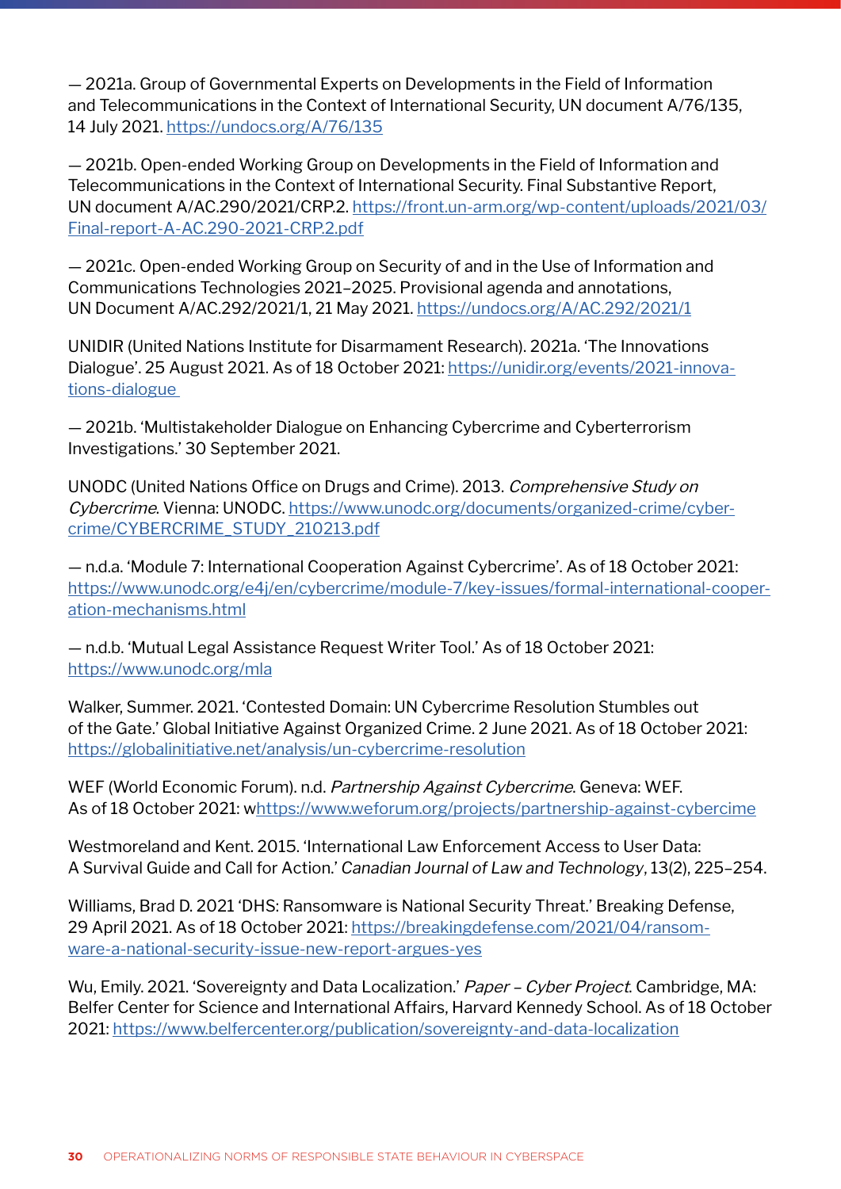— 2021a. Group of Governmental Experts on Developments in the Field of Information and Telecommunications in the Context of International Security, UN document A/76/135, 14 July 2021. https://undocs.org/A/76/135

— 2021b. Open-ended Working Group on Developments in the Field of Information and Telecommunications in the Context of International Security. Final Substantive Report, UN document A/AC.290/2021/CRP.2. https://front.un-arm.org/wp-content/uploads/2021/03/Final-report-A-AC.290-2021-CRP.2.pdf

— 2021c. Open-ended Working Group on Security of and in the Use of Information and Communications Technologies 2021–2025. Provisional agenda and annotations, UN Document A/AC.292/2021/1, 21 May 2021. https://undocs.org/A/AC.292/2021/1

UNIDIR (United Nations Institute for Disarmament Research). 2021a. 'The Innovations Dialogue'. 25 August 2021. As of 18 October 2021: https://unidir.org/events/2021-innovations-dialogue

— 2021b. 'Multistakeholder Dialogue on Enhancing Cybercrime and Cyberterrorism Investigations.' 30 September 2021.

UNODC (United Nations Office on Drugs and Crime). 2013. *Comprehensive Study on Cybercrime*. Vienna: UNODC. https://www.unodc.org/documents/organized-crime/cybercrime/CYBERCRIME_STUDY_210213.pdf

— n.d.a. 'Module 7: International Cooperation Against Cybercrime'. As of 18 October 2021: https://www.unodc.org/e4j/en/cybercrime/module-7/key-issues/formal-international-cooperation-mechanisms.html

— n.d.b. 'Mutual Legal Assistance Request Writer Tool.' As of 18 October 2021: https://www.unodc.org/mla

Walker, Summer. 2021. 'Contested Domain: UN Cybercrime Resolution Stumbles out of the Gate.' Global Initiative Against Organized Crime. 2 June 2021. As of 18 October 2021: https://globalinitiative.net/analysis/un-cybercrime-resolution

WEF (World Economic Forum). n.d. *Partnership Against Cybercrime*. Geneva: WEF. As of 18 October 2021: whttps://www.weforum.org/projects/partnership-against-cybercime

Westmoreland and Kent. 2015. 'International Law Enforcement Access to User Data: A Survival Guide and Call for Action.' *Canadian Journal of Law and Technology*, 13(2), 225–254.

Williams, Brad D. 2021 'DHS: Ransomware is National Security Threat.' Breaking Defense, 29 April 2021. As of 18 October 2021: https://breakingdefense.com/2021/04/ransomware-a-national-security-issue-new-report-argues-yes

Wu, Emily. 2021. 'Sovereignty and Data Localization.' *Paper – Cyber Project*. Cambridge, MA: Belfer Center for Science and International Affairs, Harvard Kennedy School. As of 18 October 2021: https://www.belfercenter.org/publication/sovereignty-and-data-localization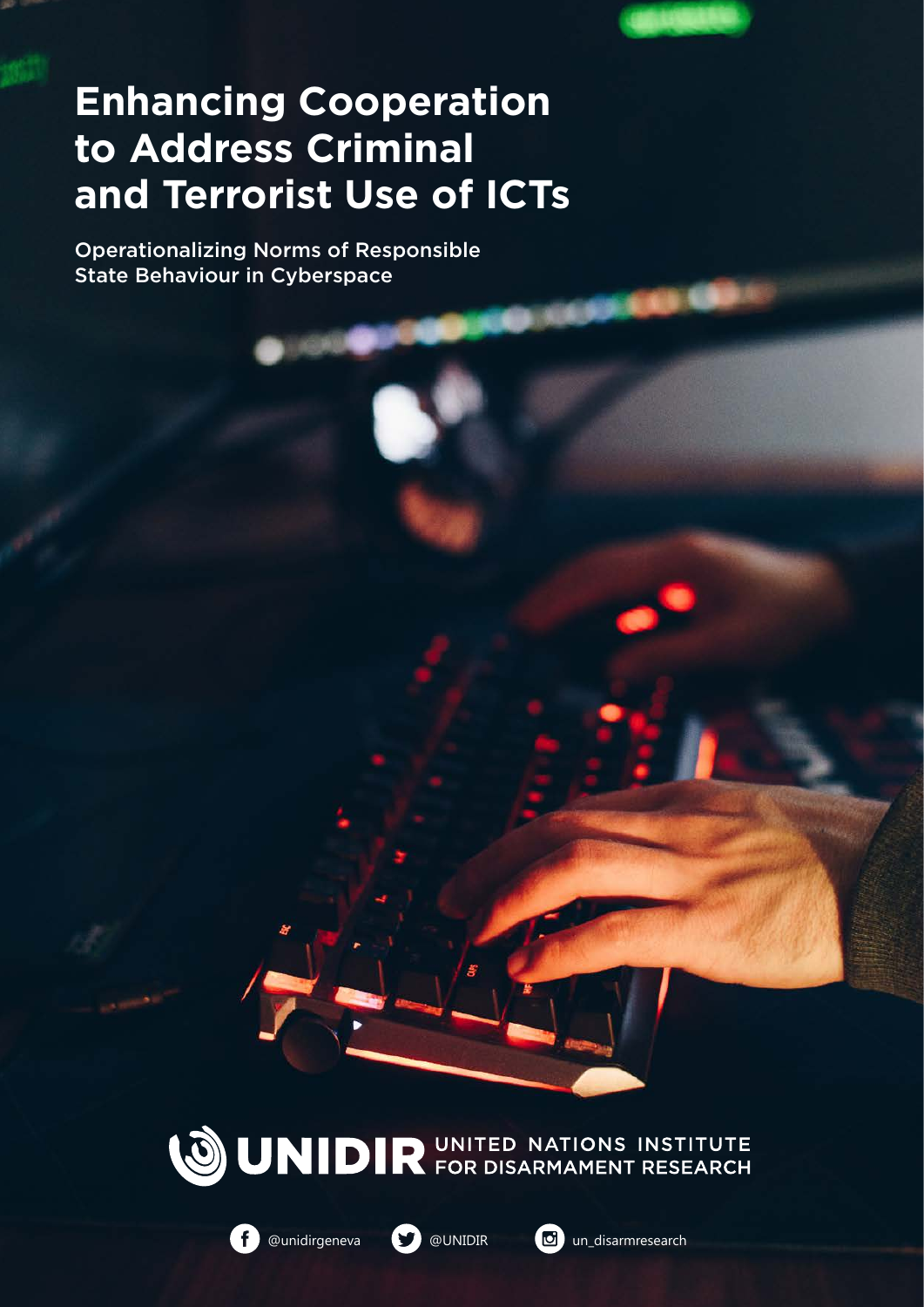# Enhancing Cooperation to Address Criminal and Terrorist Use of ICTs

Operationalizing Norms of Responsible State Behaviour in Cyberspace

UNIDIR UNITED NATIONS INSTITUTE FOR DISARMAMENT RESEARCH

@unidirgeneva @UNIDIR un_disarmresearch